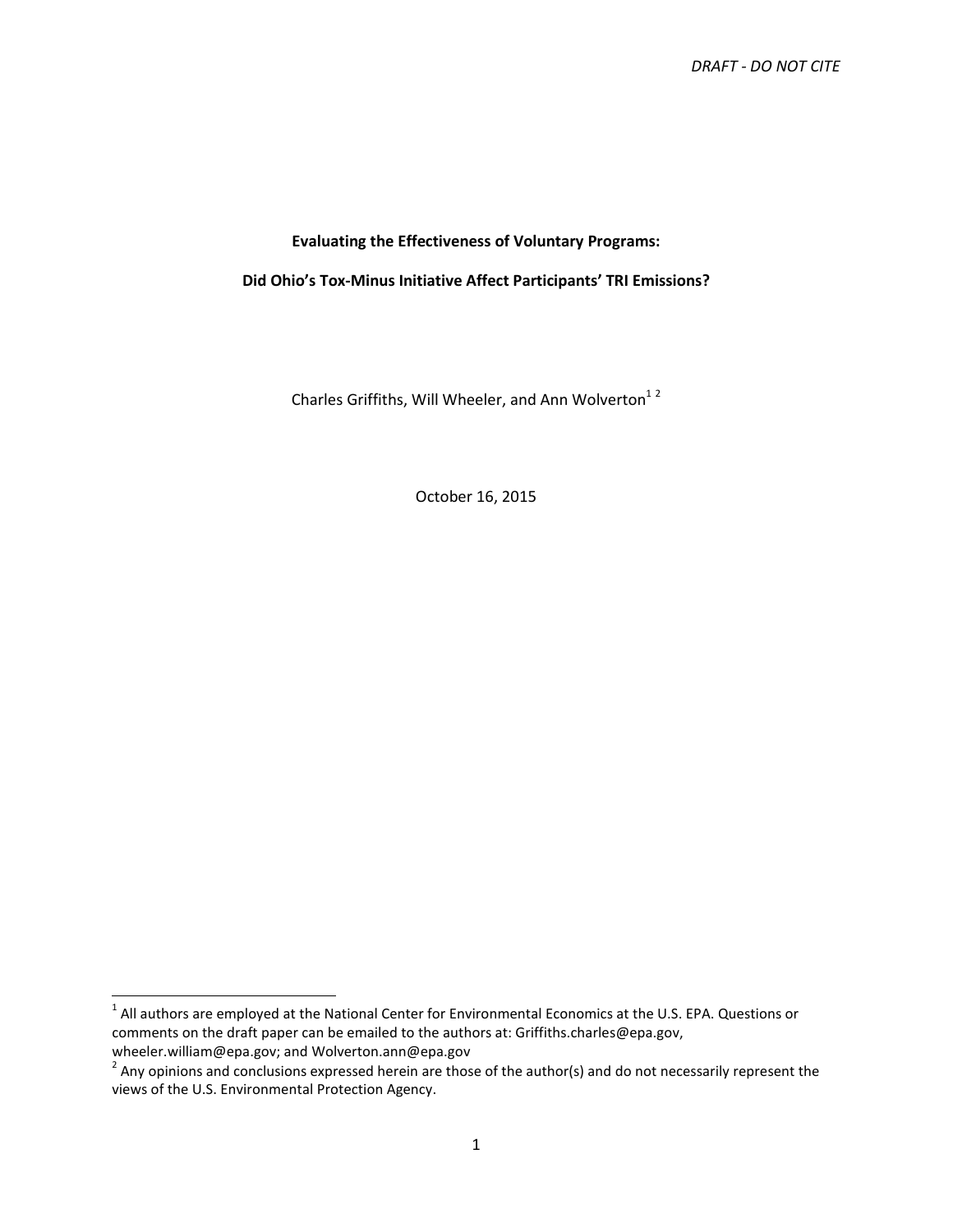DRAFT - DO NOT CITE

**Evaluating the Effectiveness of Voluntary Programs:**

**Did Ohio's Tox-Minus Initiative Affect Participants' TRI Emissions?**

Charles Griffiths, Will Wheeler, and Ann Wolverton[1] [2]

October 16, 2015

---

[1] All authors are employed at the National Center for Environmental Economics at the U.S. EPA. Questions or comments on the draft paper can be emailed to the authors at: Griffiths.charles@epa.gov, wheeler.william@epa.gov; and Wolverton.ann@epa.gov

[2] Any opinions and conclusions expressed herein are those of the author(s) and do not necessarily represent the views of the U.S. Environmental Protection Agency.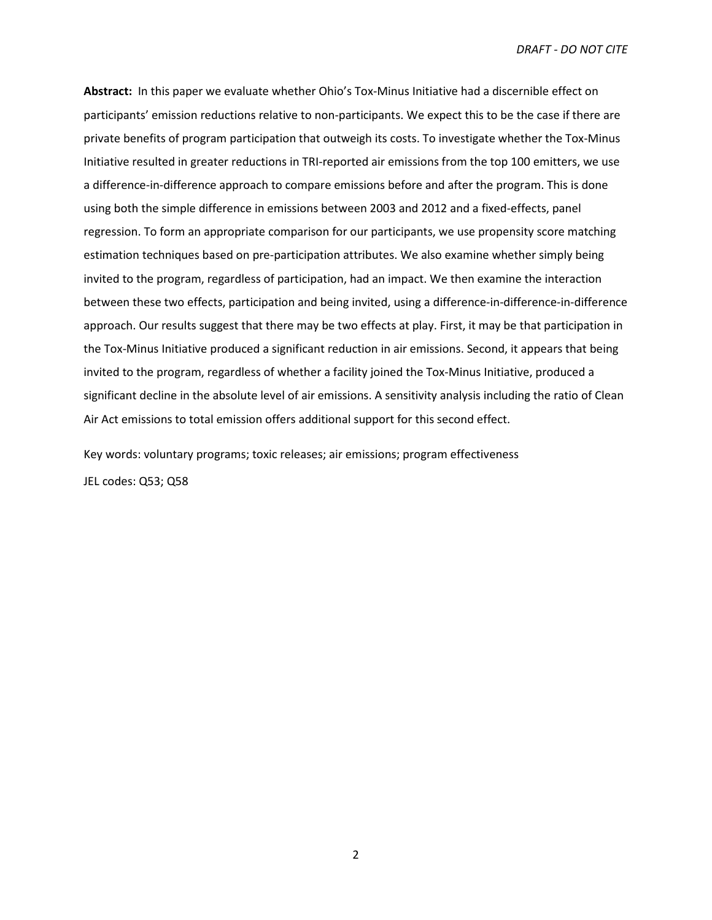**Abstract:** In this paper we evaluate whether Ohio's Tox-Minus Initiative had a discernible effect on participants' emission reductions relative to non-participants. We expect this to be the case if there are private benefits of program participation that outweigh its costs. To investigate whether the Tox-Minus Initiative resulted in greater reductions in TRI-reported air emissions from the top 100 emitters, we use a difference-in-difference approach to compare emissions before and after the program. This is done using both the simple difference in emissions between 2003 and 2012 and a fixed-effects, panel regression. To form an appropriate comparison for our participants, we use propensity score matching estimation techniques based on pre-participation attributes. We also examine whether simply being invited to the program, regardless of participation, had an impact. We then examine the interaction between these two effects, participation and being invited, using a difference-in-difference-in-difference approach. Our results suggest that there may be two effects at play. First, it may be that participation in the Tox-Minus Initiative produced a significant reduction in air emissions. Second, it appears that being invited to the program, regardless of whether a facility joined the Tox-Minus Initiative, produced a significant decline in the absolute level of air emissions. A sensitivity analysis including the ratio of Clean Air Act emissions to total emission offers additional support for this second effect.

Key words: voluntary programs; toxic releases; air emissions; program effectiveness

JEL codes: Q53; Q58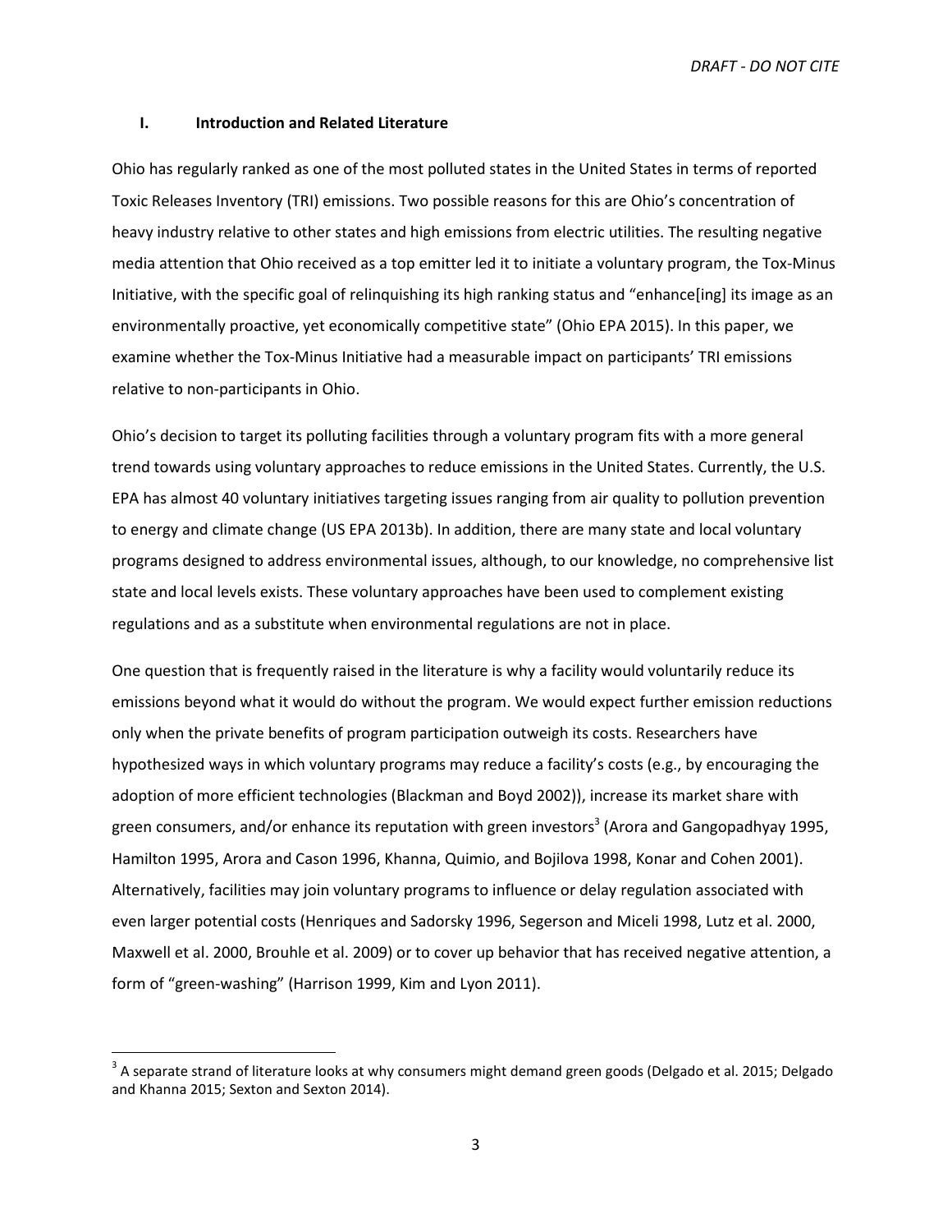## I. Introduction and Related Literature

Ohio has regularly ranked as one of the most polluted states in the United States in terms of reported Toxic Releases Inventory (TRI) emissions. Two possible reasons for this are Ohio's concentration of heavy industry relative to other states and high emissions from electric utilities. The resulting negative media attention that Ohio received as a top emitter led it to initiate a voluntary program, the Tox-Minus Initiative, with the specific goal of relinquishing its high ranking status and "enhance[ing] its image as an environmentally proactive, yet economically competitive state" (Ohio EPA 2015). In this paper, we examine whether the Tox-Minus Initiative had a measurable impact on participants' TRI emissions relative to non-participants in Ohio.

Ohio's decision to target its polluting facilities through a voluntary program fits with a more general trend towards using voluntary approaches to reduce emissions in the United States. Currently, the U.S. EPA has almost 40 voluntary initiatives targeting issues ranging from air quality to pollution prevention to energy and climate change (US EPA 2013b). In addition, there are many state and local voluntary programs designed to address environmental issues, although, to our knowledge, no comprehensive list state and local levels exists. These voluntary approaches have been used to complement existing regulations and as a substitute when environmental regulations are not in place.

One question that is frequently raised in the literature is why a facility would voluntarily reduce its emissions beyond what it would do without the program. We would expect further emission reductions only when the private benefits of program participation outweigh its costs. Researchers have hypothesized ways in which voluntary programs may reduce a facility's costs (e.g., by encouraging the adoption of more efficient technologies (Blackman and Boyd 2002)), increase its market share with green consumers, and/or enhance its reputation with green investors[3] (Arora and Gangopadhyay 1995, Hamilton 1995, Arora and Cason 1996, Khanna, Quimio, and Bojilova 1998, Konar and Cohen 2001). Alternatively, facilities may join voluntary programs to influence or delay regulation associated with even larger potential costs (Henriques and Sadorsky 1996, Segerson and Miceli 1998, Lutz et al. 2000, Maxwell et al. 2000, Brouhle et al. 2009) or to cover up behavior that has received negative attention, a form of "green-washing" (Harrison 1999, Kim and Lyon 2011).

[3] A separate strand of literature looks at why consumers might demand green goods (Delgado et al. 2015; Delgado and Khanna 2015; Sexton and Sexton 2014).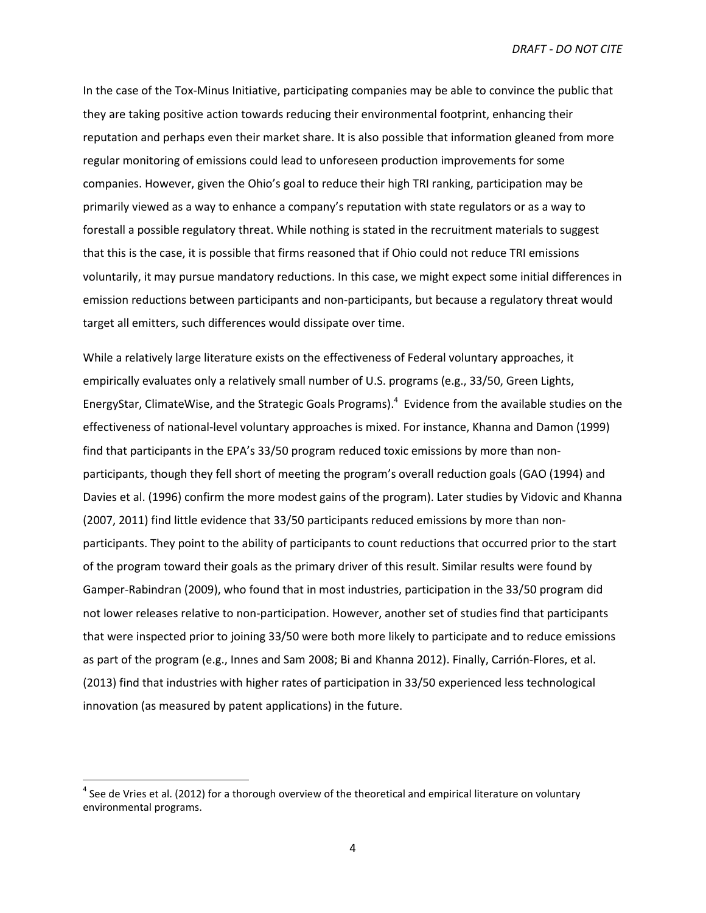In the case of the Tox-Minus Initiative, participating companies may be able to convince the public that they are taking positive action towards reducing their environmental footprint, enhancing their reputation and perhaps even their market share. It is also possible that information gleaned from more regular monitoring of emissions could lead to unforeseen production improvements for some companies. However, given the Ohio's goal to reduce their high TRI ranking, participation may be primarily viewed as a way to enhance a company's reputation with state regulators or as a way to forestall a possible regulatory threat. While nothing is stated in the recruitment materials to suggest that this is the case, it is possible that firms reasoned that if Ohio could not reduce TRI emissions voluntarily, it may pursue mandatory reductions. In this case, we might expect some initial differences in emission reductions between participants and non-participants, but because a regulatory threat would target all emitters, such differences would dissipate over time.

While a relatively large literature exists on the effectiveness of Federal voluntary approaches, it empirically evaluates only a relatively small number of U.S. programs (e.g., 33/50, Green Lights, EnergyStar, ClimateWise, and the Strategic Goals Programs).[4] Evidence from the available studies on the effectiveness of national-level voluntary approaches is mixed. For instance, Khanna and Damon (1999) find that participants in the EPA's 33/50 program reduced toxic emissions by more than non-participants, though they fell short of meeting the program's overall reduction goals (GAO (1994) and Davies et al. (1996) confirm the more modest gains of the program). Later studies by Vidovic and Khanna (2007, 2011) find little evidence that 33/50 participants reduced emissions by more than non-participants. They point to the ability of participants to count reductions that occurred prior to the start of the program toward their goals as the primary driver of this result. Similar results were found by Gamper-Rabindran (2009), who found that in most industries, participation in the 33/50 program did not lower releases relative to non-participation. However, another set of studies find that participants that were inspected prior to joining 33/50 were both more likely to participate and to reduce emissions as part of the program (e.g., Innes and Sam 2008; Bi and Khanna 2012). Finally, Carrión-Flores, et al. (2013) find that industries with higher rates of participation in 33/50 experienced less technological innovation (as measured by patent applications) in the future.

[4] See de Vries et al. (2012) for a thorough overview of the theoretical and empirical literature on voluntary environmental programs.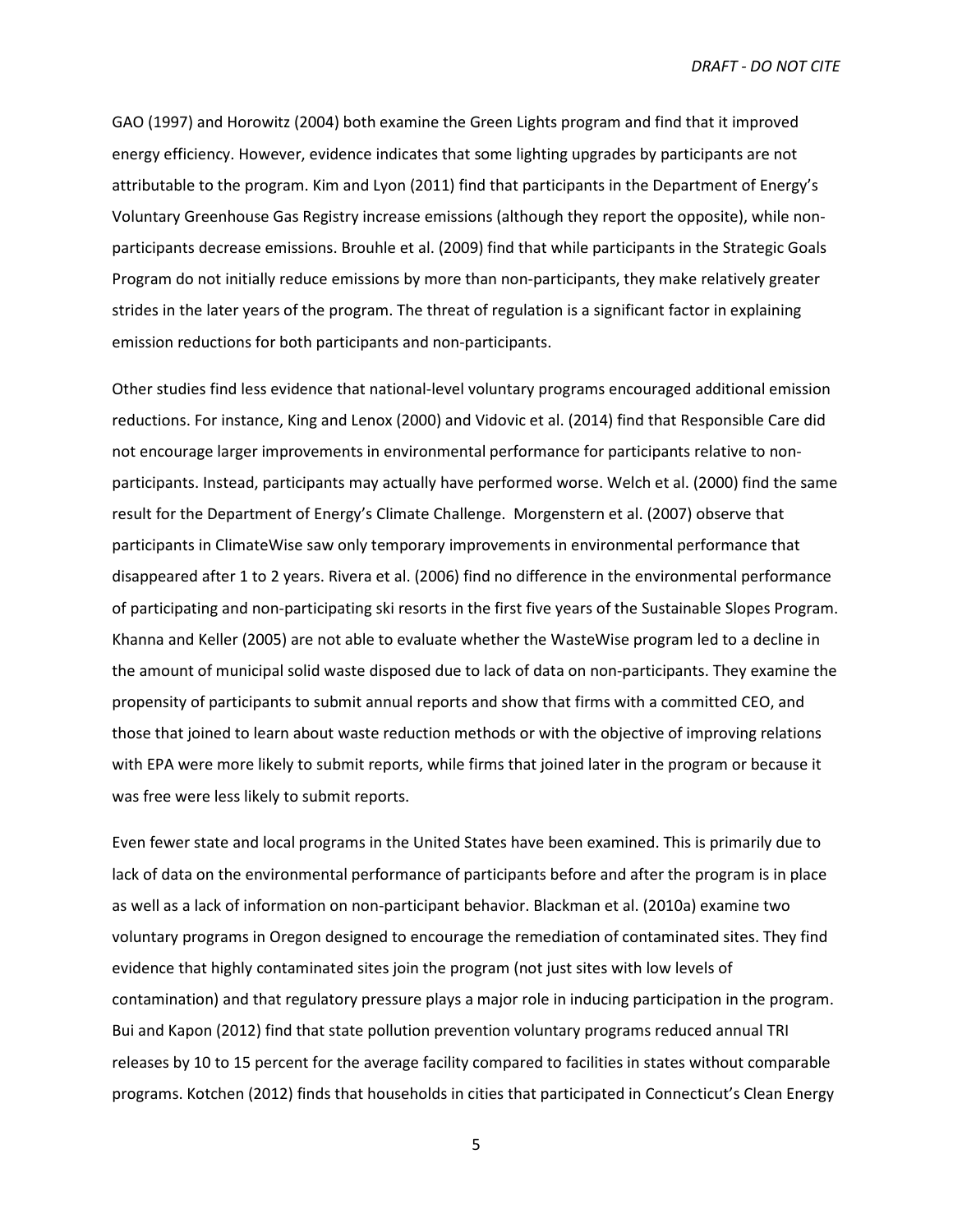GAO (1997) and Horowitz (2004) both examine the Green Lights program and find that it improved energy efficiency. However, evidence indicates that some lighting upgrades by participants are not attributable to the program. Kim and Lyon (2011) find that participants in the Department of Energy's Voluntary Greenhouse Gas Registry increase emissions (although they report the opposite), while non-participants decrease emissions. Brouhle et al. (2009) find that while participants in the Strategic Goals Program do not initially reduce emissions by more than non-participants, they make relatively greater strides in the later years of the program. The threat of regulation is a significant factor in explaining emission reductions for both participants and non-participants.

Other studies find less evidence that national-level voluntary programs encouraged additional emission reductions. For instance, King and Lenox (2000) and Vidovic et al. (2014) find that Responsible Care did not encourage larger improvements in environmental performance for participants relative to non-participants. Instead, participants may actually have performed worse. Welch et al. (2000) find the same result for the Department of Energy's Climate Challenge. Morgenstern et al. (2007) observe that participants in ClimateWise saw only temporary improvements in environmental performance that disappeared after 1 to 2 years. Rivera et al. (2006) find no difference in the environmental performance of participating and non-participating ski resorts in the first five years of the Sustainable Slopes Program. Khanna and Keller (2005) are not able to evaluate whether the WasteWise program led to a decline in the amount of municipal solid waste disposed due to lack of data on non-participants. They examine the propensity of participants to submit annual reports and show that firms with a committed CEO, and those that joined to learn about waste reduction methods or with the objective of improving relations with EPA were more likely to submit reports, while firms that joined later in the program or because it was free were less likely to submit reports.

Even fewer state and local programs in the United States have been examined. This is primarily due to lack of data on the environmental performance of participants before and after the program is in place as well as a lack of information on non-participant behavior. Blackman et al. (2010a) examine two voluntary programs in Oregon designed to encourage the remediation of contaminated sites. They find evidence that highly contaminated sites join the program (not just sites with low levels of contamination) and that regulatory pressure plays a major role in inducing participation in the program. Bui and Kapon (2012) find that state pollution prevention voluntary programs reduced annual TRI releases by 10 to 15 percent for the average facility compared to facilities in states without comparable programs. Kotchen (2012) finds that households in cities that participated in Connecticut's Clean Energy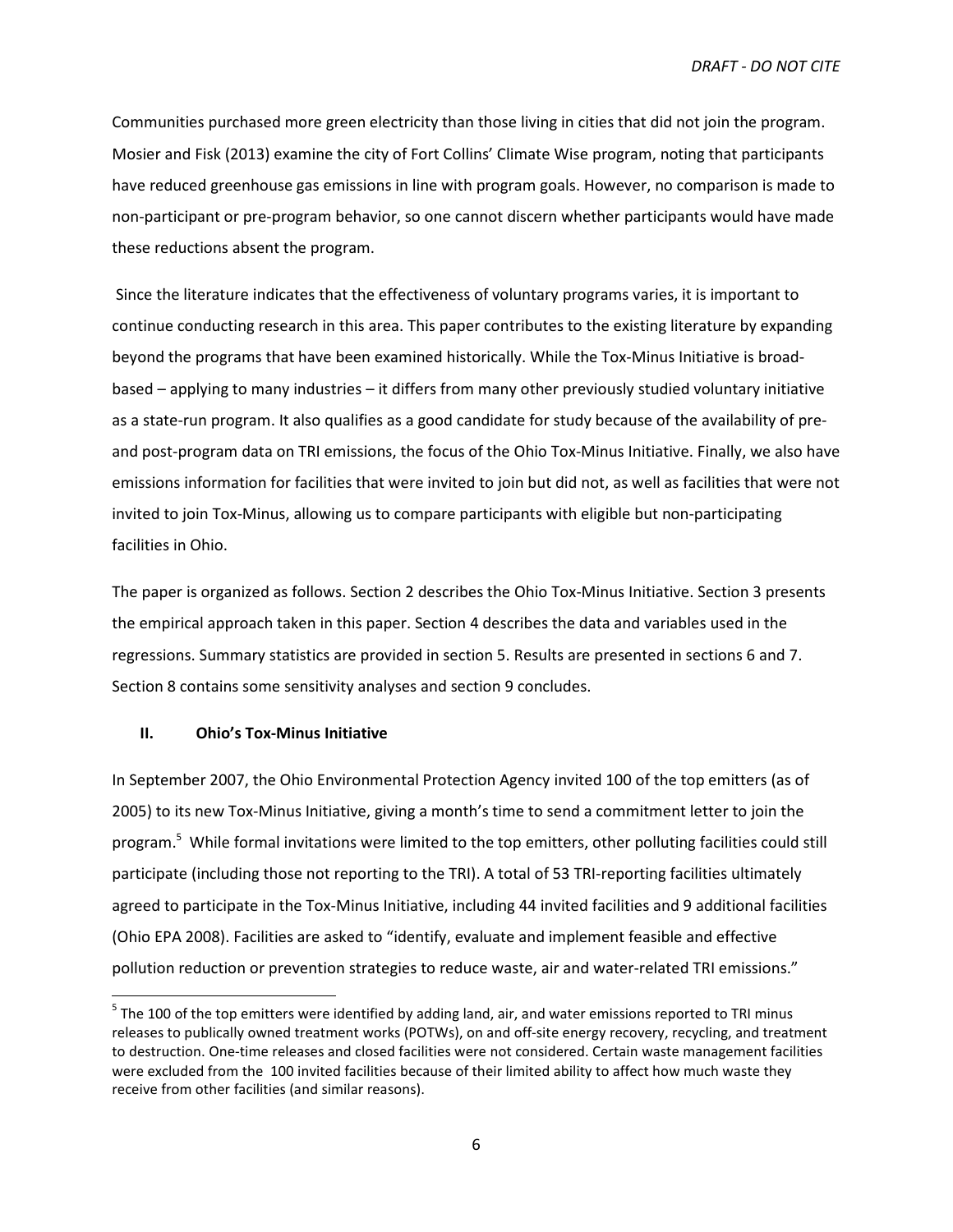Communities purchased more green electricity than those living in cities that did not join the program. Mosier and Fisk (2013) examine the city of Fort Collins' Climate Wise program, noting that participants have reduced greenhouse gas emissions in line with program goals. However, no comparison is made to non-participant or pre-program behavior, so one cannot discern whether participants would have made these reductions absent the program.

Since the literature indicates that the effectiveness of voluntary programs varies, it is important to continue conducting research in this area. This paper contributes to the existing literature by expanding beyond the programs that have been examined historically. While the Tox-Minus Initiative is broad-based – applying to many industries – it differs from many other previously studied voluntary initiative as a state-run program. It also qualifies as a good candidate for study because of the availability of pre- and post-program data on TRI emissions, the focus of the Ohio Tox-Minus Initiative. Finally, we also have emissions information for facilities that were invited to join but did not, as well as facilities that were not invited to join Tox-Minus, allowing us to compare participants with eligible but non-participating facilities in Ohio.

The paper is organized as follows. Section 2 describes the Ohio Tox-Minus Initiative. Section 3 presents the empirical approach taken in this paper. Section 4 describes the data and variables used in the regressions. Summary statistics are provided in section 5. Results are presented in sections 6 and 7. Section 8 contains some sensitivity analyses and section 9 concludes.

## II. Ohio's Tox-Minus Initiative

In September 2007, the Ohio Environmental Protection Agency invited 100 of the top emitters (as of 2005) to its new Tox-Minus Initiative, giving a month's time to send a commitment letter to join the program.[5] While formal invitations were limited to the top emitters, other polluting facilities could still participate (including those not reporting to the TRI). A total of 53 TRI-reporting facilities ultimately agreed to participate in the Tox-Minus Initiative, including 44 invited facilities and 9 additional facilities (Ohio EPA 2008). Facilities are asked to "identify, evaluate and implement feasible and effective pollution reduction or prevention strategies to reduce waste, air and water-related TRI emissions."

[5] The 100 of the top emitters were identified by adding land, air, and water emissions reported to TRI minus releases to publically owned treatment works (POTWs), on and off-site energy recovery, recycling, and treatment to destruction. One-time releases and closed facilities were not considered. Certain waste management facilities were excluded from the 100 invited facilities because of their limited ability to affect how much waste they receive from other facilities (and similar reasons).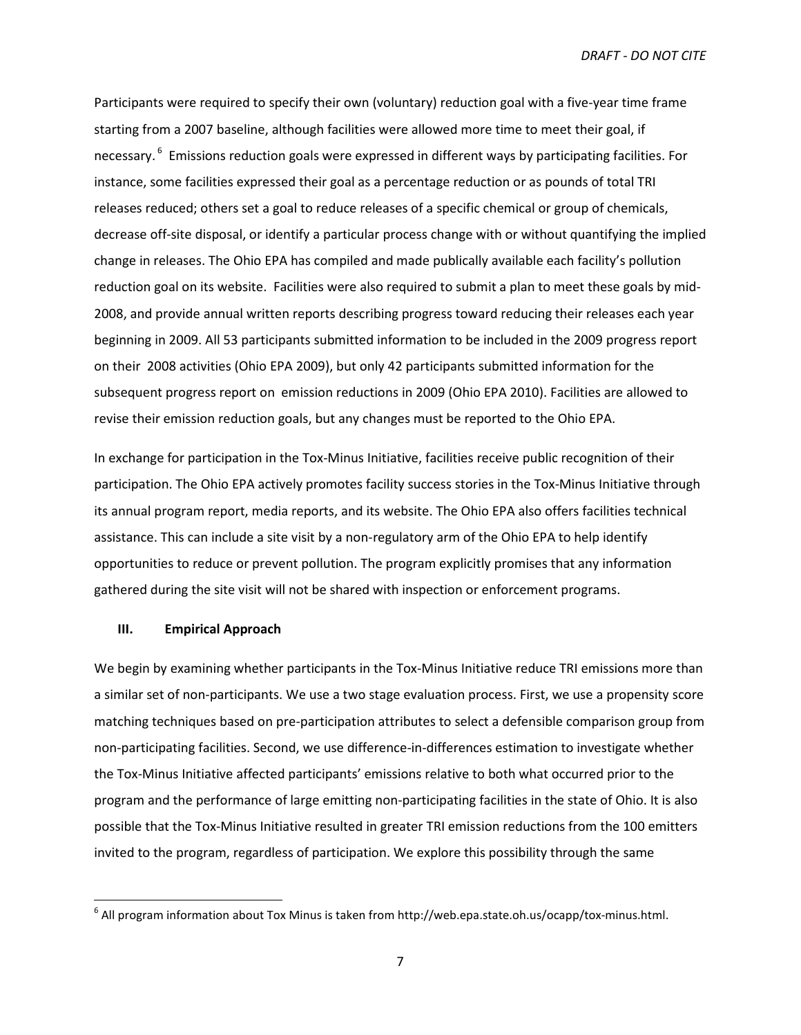Participants were required to specify their own (voluntary) reduction goal with a five-year time frame starting from a 2007 baseline, although facilities were allowed more time to meet their goal, if necessary.[6] Emissions reduction goals were expressed in different ways by participating facilities. For instance, some facilities expressed their goal as a percentage reduction or as pounds of total TRI releases reduced; others set a goal to reduce releases of a specific chemical or group of chemicals, decrease off-site disposal, or identify a particular process change with or without quantifying the implied change in releases. The Ohio EPA has compiled and made publically available each facility's pollution reduction goal on its website. Facilities were also required to submit a plan to meet these goals by mid-2008, and provide annual written reports describing progress toward reducing their releases each year beginning in 2009. All 53 participants submitted information to be included in the 2009 progress report on their 2008 activities (Ohio EPA 2009), but only 42 participants submitted information for the subsequent progress report on emission reductions in 2009 (Ohio EPA 2010). Facilities are allowed to revise their emission reduction goals, but any changes must be reported to the Ohio EPA.

In exchange for participation in the Tox-Minus Initiative, facilities receive public recognition of their participation. The Ohio EPA actively promotes facility success stories in the Tox-Minus Initiative through its annual program report, media reports, and its website. The Ohio EPA also offers facilities technical assistance. This can include a site visit by a non-regulatory arm of the Ohio EPA to help identify opportunities to reduce or prevent pollution. The program explicitly promises that any information gathered during the site visit will not be shared with inspection or enforcement programs.

## III. Empirical Approach

We begin by examining whether participants in the Tox-Minus Initiative reduce TRI emissions more than a similar set of non-participants. We use a two stage evaluation process. First, we use a propensity score matching techniques based on pre-participation attributes to select a defensible comparison group from non-participating facilities. Second, we use difference-in-differences estimation to investigate whether the Tox-Minus Initiative affected participants' emissions relative to both what occurred prior to the program and the performance of large emitting non-participating facilities in the state of Ohio. It is also possible that the Tox-Minus Initiative resulted in greater TRI emission reductions from the 100 emitters invited to the program, regardless of participation. We explore this possibility through the same

[6] All program information about Tox Minus is taken from http://web.epa.state.oh.us/ocapp/tox-minus.html.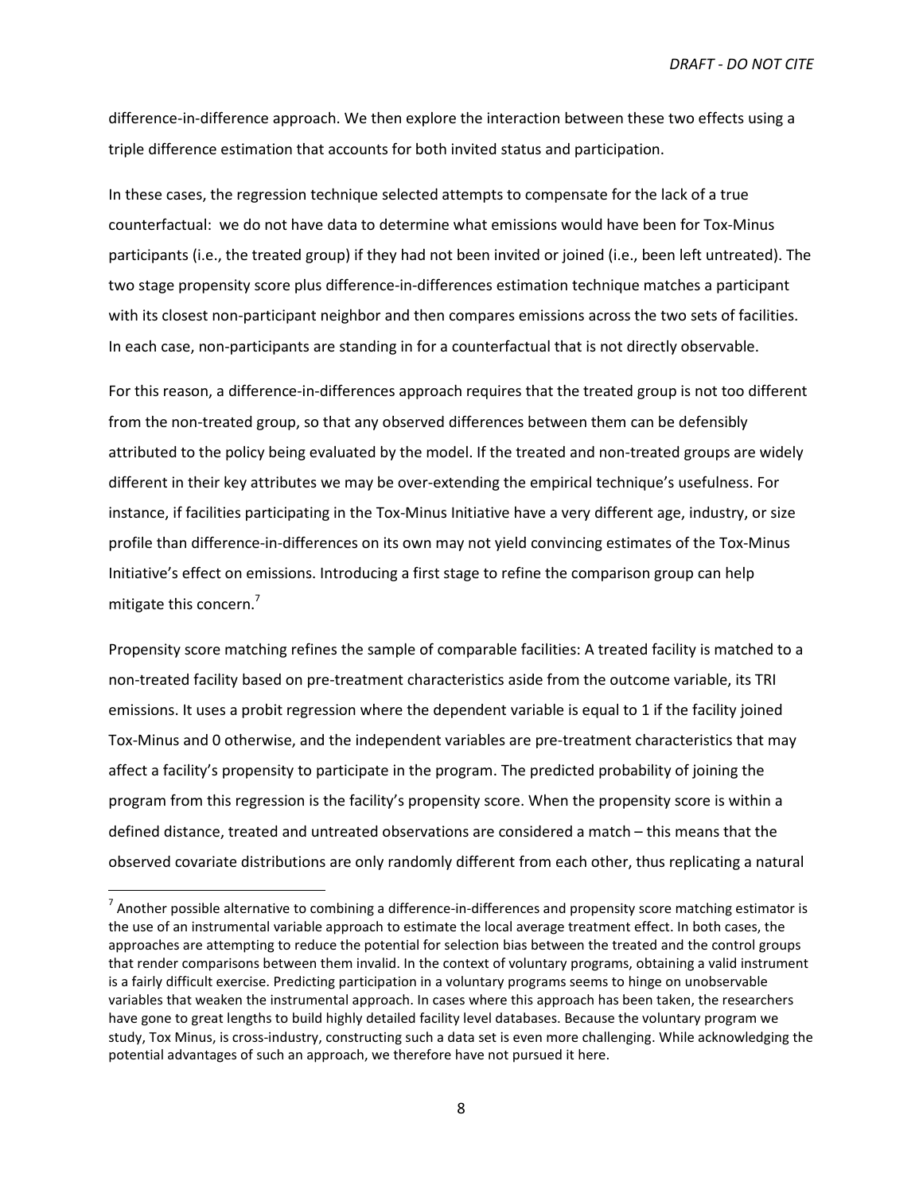difference-in-difference approach. We then explore the interaction between these two effects using a triple difference estimation that accounts for both invited status and participation.

In these cases, the regression technique selected attempts to compensate for the lack of a true counterfactual: we do not have data to determine what emissions would have been for Tox-Minus participants (i.e., the treated group) if they had not been invited or joined (i.e., been left untreated). The two stage propensity score plus difference-in-differences estimation technique matches a participant with its closest non-participant neighbor and then compares emissions across the two sets of facilities. In each case, non-participants are standing in for a counterfactual that is not directly observable.

For this reason, a difference-in-differences approach requires that the treated group is not too different from the non-treated group, so that any observed differences between them can be defensibly attributed to the policy being evaluated by the model. If the treated and non-treated groups are widely different in their key attributes we may be over-extending the empirical technique's usefulness. For instance, if facilities participating in the Tox-Minus Initiative have a very different age, industry, or size profile than difference-in-differences on its own may not yield convincing estimates of the Tox-Minus Initiative's effect on emissions. Introducing a first stage to refine the comparison group can help mitigate this concern.[7]

Propensity score matching refines the sample of comparable facilities: A treated facility is matched to a non-treated facility based on pre-treatment characteristics aside from the outcome variable, its TRI emissions. It uses a probit regression where the dependent variable is equal to 1 if the facility joined Tox-Minus and 0 otherwise, and the independent variables are pre-treatment characteristics that may affect a facility's propensity to participate in the program. The predicted probability of joining the program from this regression is the facility's propensity score. When the propensity score is within a defined distance, treated and untreated observations are considered a match – this means that the observed covariate distributions are only randomly different from each other, thus replicating a natural

[7] Another possible alternative to combining a difference-in-differences and propensity score matching estimator is the use of an instrumental variable approach to estimate the local average treatment effect. In both cases, the approaches are attempting to reduce the potential for selection bias between the treated and the control groups that render comparisons between them invalid. In the context of voluntary programs, obtaining a valid instrument is a fairly difficult exercise. Predicting participation in a voluntary programs seems to hinge on unobservable variables that weaken the instrumental approach. In cases where this approach has been taken, the researchers have gone to great lengths to build highly detailed facility level databases. Because the voluntary program we study, Tox Minus, is cross-industry, constructing such a data set is even more challenging. While acknowledging the potential advantages of such an approach, we therefore have not pursued it here.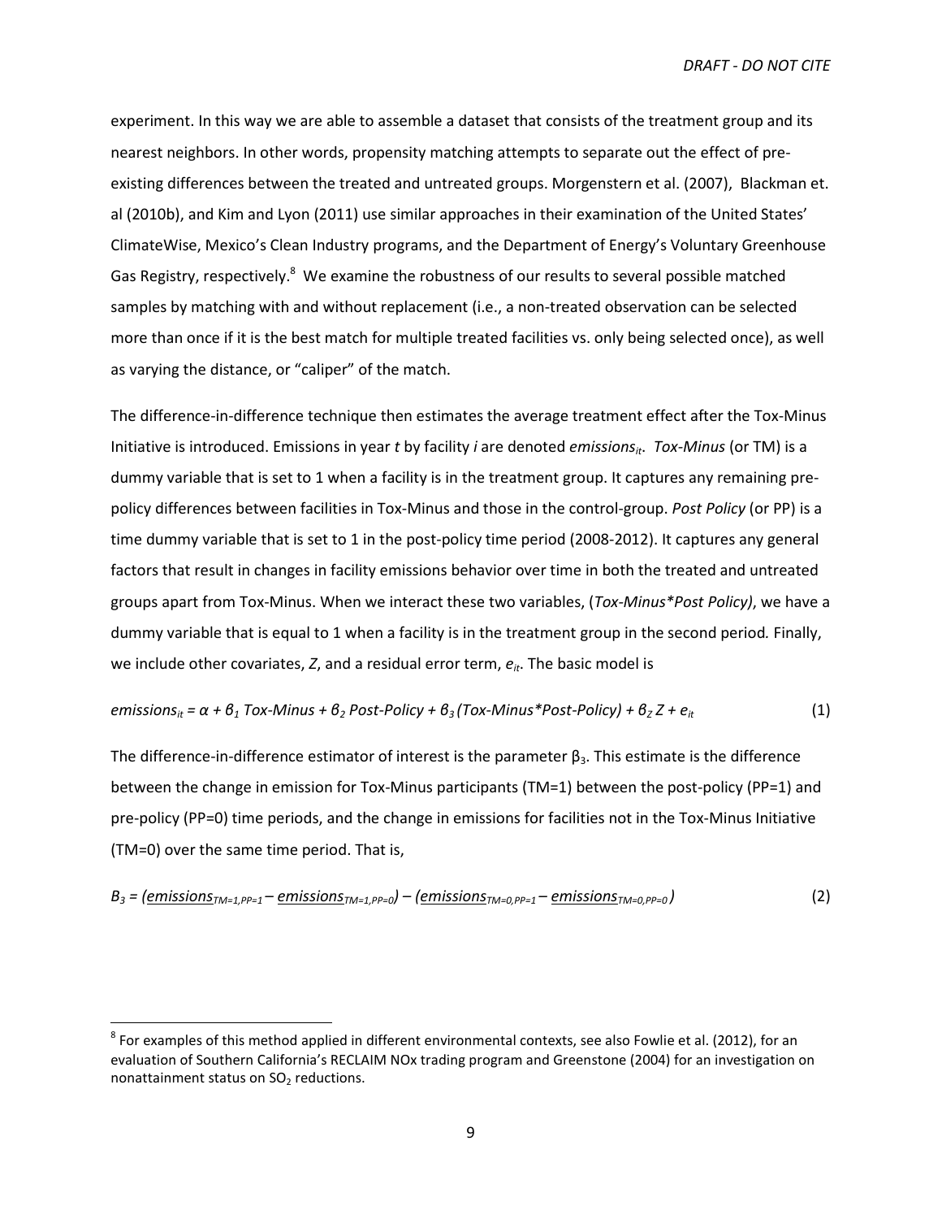experiment. In this way we are able to assemble a dataset that consists of the treatment group and its nearest neighbors. In other words, propensity matching attempts to separate out the effect of pre-existing differences between the treated and untreated groups. Morgenstern et al. (2007), Blackman et. al (2010b), and Kim and Lyon (2011) use similar approaches in their examination of the United States' ClimateWise, Mexico's Clean Industry programs, and the Department of Energy's Voluntary Greenhouse Gas Registry, respectively.[8] We examine the robustness of our results to several possible matched samples by matching with and without replacement (i.e., a non-treated observation can be selected more than once if it is the best match for multiple treated facilities vs. only being selected once), as well as varying the distance, or "caliper" of the match.

The difference-in-difference technique then estimates the average treatment effect after the Tox-Minus Initiative is introduced. Emissions in year $t$ by facility $i$ are denoted $emissions_{it}$. *Tox-Minus* (or TM) is a dummy variable that is set to 1 when a facility is in the treatment group. It captures any remaining pre-policy differences between facilities in Tox-Minus and those in the control-group. *Post Policy* (or PP) is a time dummy variable that is set to 1 in the post-policy time period (2008-2012). It captures any general factors that result in changes in facility emissions behavior over time in both the treated and untreated groups apart from Tox-Minus. When we interact these two variables, (*Tox-Minus\*Post Policy)*, we have a dummy variable that is equal to 1 when a facility is in the treatment group in the second period. Finally, we include other covariates, $Z$, and a residual error term, $e_{it}$. The basic model is

$$emissions_{it} = \alpha + \beta_1 \, \text{Tox-Minus} + \beta_2 \, \text{Post-Policy} + \beta_3 \, (\text{Tox-Minus} * \text{Post-Policy}) + \beta_Z Z + e_{it} \tag{1}$$

The difference-in-difference estimator of interest is the parameter $\beta_3$. This estimate is the difference between the change in emission for Tox-Minus participants (TM=1) between the post-policy (PP=1) and pre-policy (PP=0) time periods, and the change in emissions for facilities not in the Tox-Minus Initiative (TM=0) over the same time period. That is,

$$B_3 = (\underline{emissions}_{TM=1,PP=1} - \underline{emissions}_{TM=1,PP=0}) - (\underline{emissions}_{TM=0,PP=1} - \underline{emissions}_{TM=0,PP=0}) \tag{2}$$

[8] For examples of this method applied in different environmental contexts, see also Fowlie et al. (2012), for an evaluation of Southern California's RECLAIM NOx trading program and Greenstone (2004) for an investigation on nonattainment status on $SO_2$ reductions.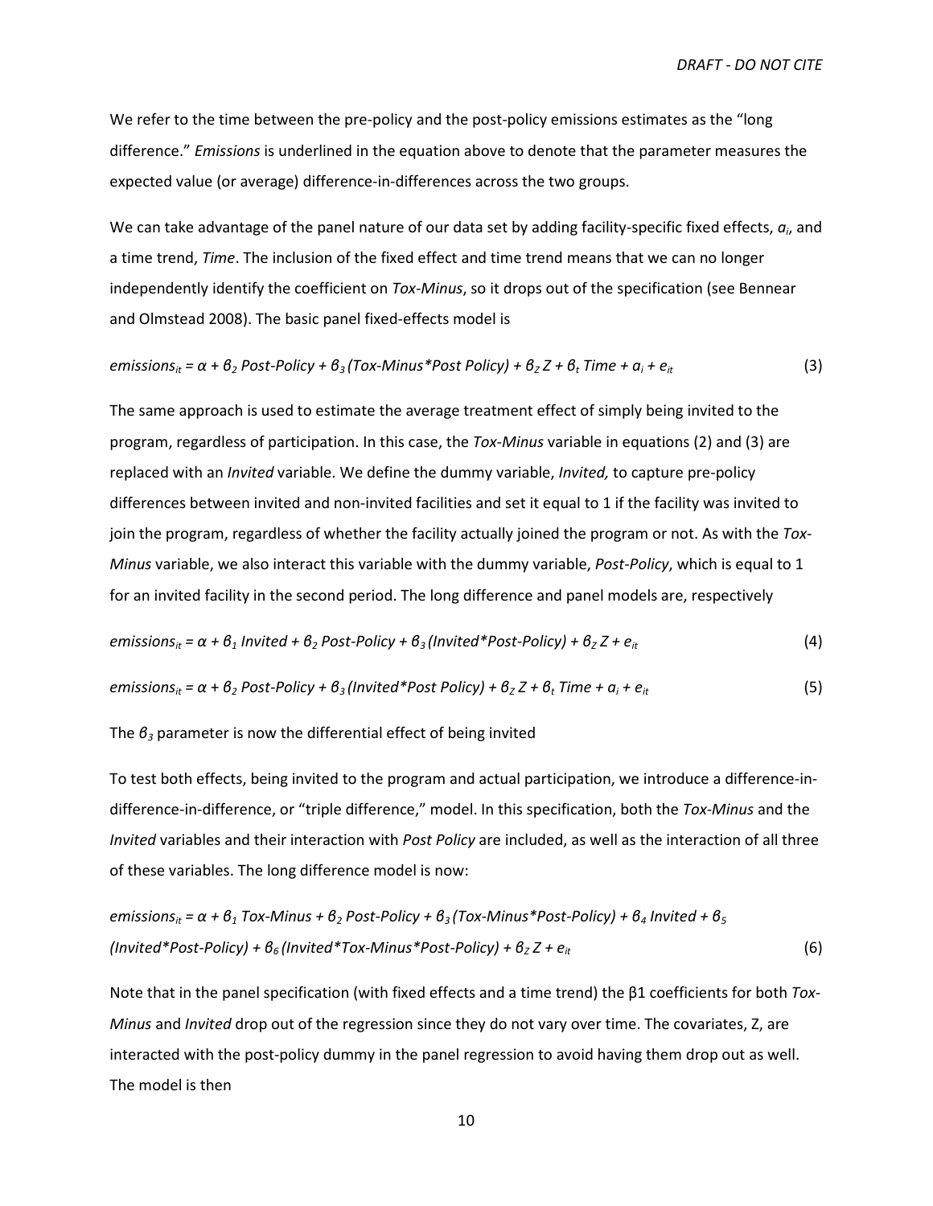We refer to the time between the pre-policy and the post-policy emissions estimates as the "long difference." *Emissions* is underlined in the equation above to denote that the parameter measures the expected value (or average) difference-in-differences across the two groups.

We can take advantage of the panel nature of our data set by adding facility-specific fixed effects, $a_i$, and a time trend, *Time*. The inclusion of the fixed effect and time trend means that we can no longer independently identify the coefficient on *Tox-Minus*, so it drops out of the specification (see Bennear and Olmstead 2008). The basic panel fixed-effects model is

$$emissions_{it} = \alpha + \beta_2\, Post\text{-}Policy + \beta_3\,(Tox\text{-}Minus{*}Post\ Policy) + \beta_Z\, Z + \beta_t\, Time + a_i + e_{it} \qquad (3)$$

The same approach is used to estimate the average treatment effect of simply being invited to the program, regardless of participation. In this case, the *Tox-Minus* variable in equations (2) and (3) are replaced with an *Invited* variable. We define the dummy variable, *Invited,* to capture pre-policy differences between invited and non-invited facilities and set it equal to 1 if the facility was invited to join the program, regardless of whether the facility actually joined the program or not. As with the *Tox-Minus* variable, we also interact this variable with the dummy variable, *Post-Policy*, which is equal to 1 for an invited facility in the second period. The long difference and panel models are, respectively

$$emissions_{it} = \alpha + \beta_1\, Invited + \beta_2\, Post\text{-}Policy + \beta_3\,(Invited{*}Post\text{-}Policy) + \beta_Z\, Z + e_{it} \qquad (4)$$

$$emissions_{it} = \alpha + \beta_2\, Post\text{-}Policy + \beta_3\,(Invited{*}Post\ Policy) + \beta_Z\, Z + \beta_t\, Time + a_i + e_{it} \qquad (5)$$

The $\beta_3$ parameter is now the differential effect of being invited

To test both effects, being invited to the program and actual participation, we introduce a difference-in-difference-in-difference, or "triple difference," model. In this specification, both the *Tox-Minus* and the *Invited* variables and their interaction with *Post Policy* are included, as well as the interaction of all three of these variables. The long difference model is now:

$$emissions_{it} = \alpha + \beta_1\, Tox\text{-}Minus + \beta_2\, Post\text{-}Policy + \beta_3\,(Tox\text{-}Minus{*}Post\text{-}Policy) + \beta_4\, Invited + \beta_5\,(Invited{*}Post\text{-}Policy) + \beta_6\,(Invited{*}Tox\text{-}Minus{*}Post\text{-}Policy) + \beta_Z\, Z + e_{it} \qquad (6)$$

Note that in the panel specification (with fixed effects and a time trend) the β1 coefficients for both *Tox-Minus* and *Invited* drop out of the regression since they do not vary over time. The covariates, Z, are interacted with the post-policy dummy in the panel regression to avoid having them drop out as well. The model is then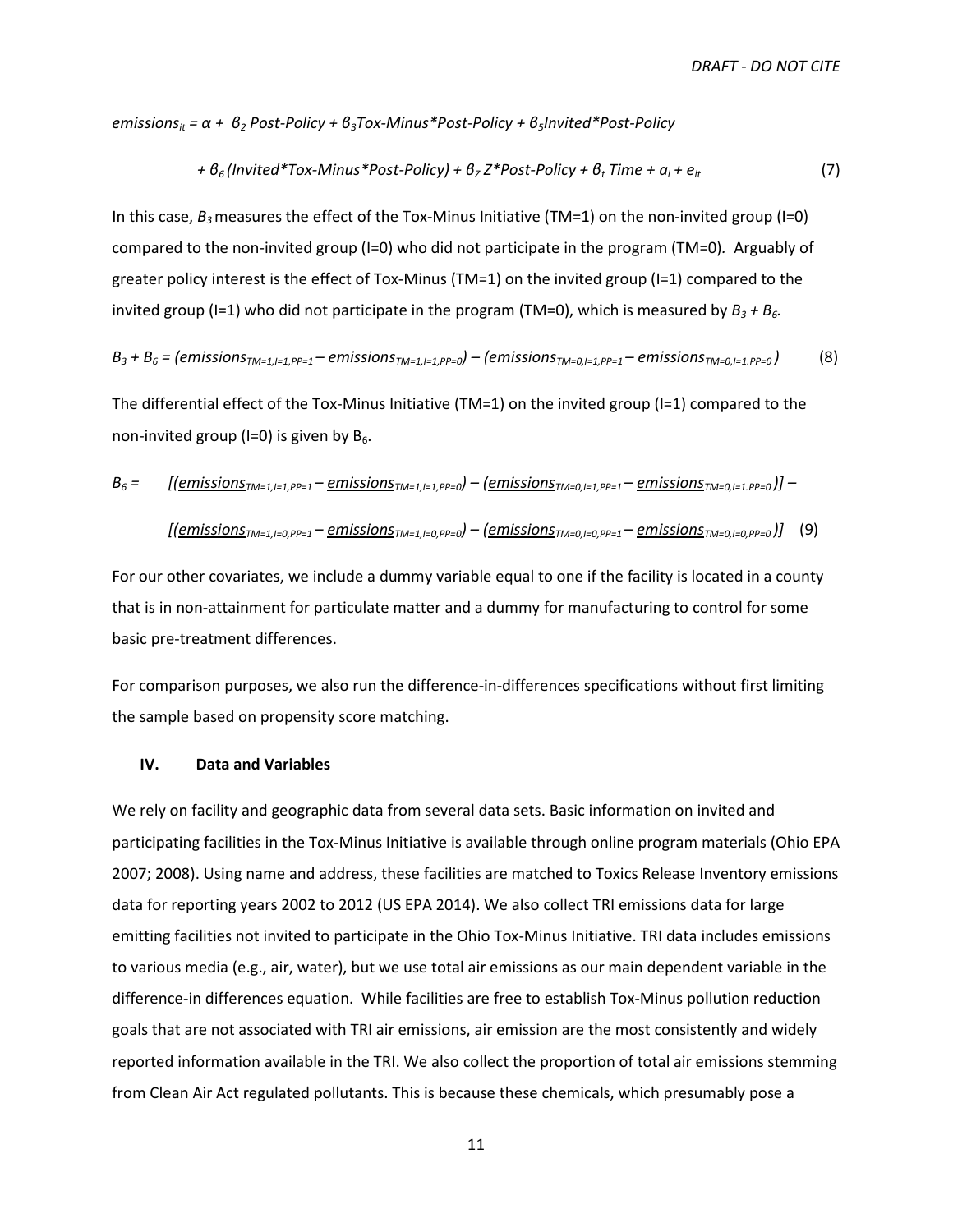$$emissions_{it} = \alpha + \beta_2\ Post\text{-}Policy + \beta_3 Tox\text{-}Minus{*}Post\text{-}Policy + \beta_5 Invited{*}Post\text{-}Policy$$

$$+ \beta_6 (Invited{*}Tox\text{-}Minus{*}Post\text{-}Policy) + \beta_Z\ Z{*}Post\text{-}Policy + \beta_t\ Time + a_i + e_{it} \tag{7}$$

In this case, $B_3$ measures the effect of the Tox-Minus Initiative (TM=1) on the non-invited group (I=0) compared to the non-invited group (I=0) who did not participate in the program (TM=0). Arguably of greater policy interest is the effect of Tox-Minus (TM=1) on the invited group (I=1) compared to the invited group (I=1) who did not participate in the program (TM=0), which is measured by $B_3 + B_6$.

$$B_3 + B_6 = (\underline{emissions}_{TM=1,I=1,PP=1} - \underline{emissions}_{TM=1,I=1,PP=0}) - (\underline{emissions}_{TM=0,I=1,PP=1} - \underline{emissions}_{TM=0,I=1.PP=0}) \tag{8}$$

The differential effect of the Tox-Minus Initiative (TM=1) on the invited group (I=1) compared to the non-invited group (I=0) is given by $B_6$.

$$B_6 = \quad [(\underline{emissions}_{TM=1,I=1,PP=1} - \underline{emissions}_{TM=1,I=1,PP=0}) - (\underline{emissions}_{TM=0,I=1,PP=1} - \underline{emissions}_{TM=0,I=1.PP=0})] -$$

$$[(\underline{emissions}_{TM=1,I=0,PP=1} - \underline{emissions}_{TM=1,I=0,PP=0}) - (\underline{emissions}_{TM=0,I=0,PP=1} - \underline{emissions}_{TM=0,I=0,PP=0})] \tag{9}$$

For our other covariates, we include a dummy variable equal to one if the facility is located in a county that is in non-attainment for particulate matter and a dummy for manufacturing to control for some basic pre-treatment differences.

For comparison purposes, we also run the difference-in-differences specifications without first limiting the sample based on propensity score matching.

## IV. Data and Variables

We rely on facility and geographic data from several data sets. Basic information on invited and participating facilities in the Tox-Minus Initiative is available through online program materials (Ohio EPA 2007; 2008). Using name and address, these facilities are matched to Toxics Release Inventory emissions data for reporting years 2002 to 2012 (US EPA 2014). We also collect TRI emissions data for large emitting facilities not invited to participate in the Ohio Tox-Minus Initiative. TRI data includes emissions to various media (e.g., air, water), but we use total air emissions as our main dependent variable in the difference-in differences equation. While facilities are free to establish Tox-Minus pollution reduction goals that are not associated with TRI air emissions, air emission are the most consistently and widely reported information available in the TRI. We also collect the proportion of total air emissions stemming from Clean Air Act regulated pollutants. This is because these chemicals, which presumably pose a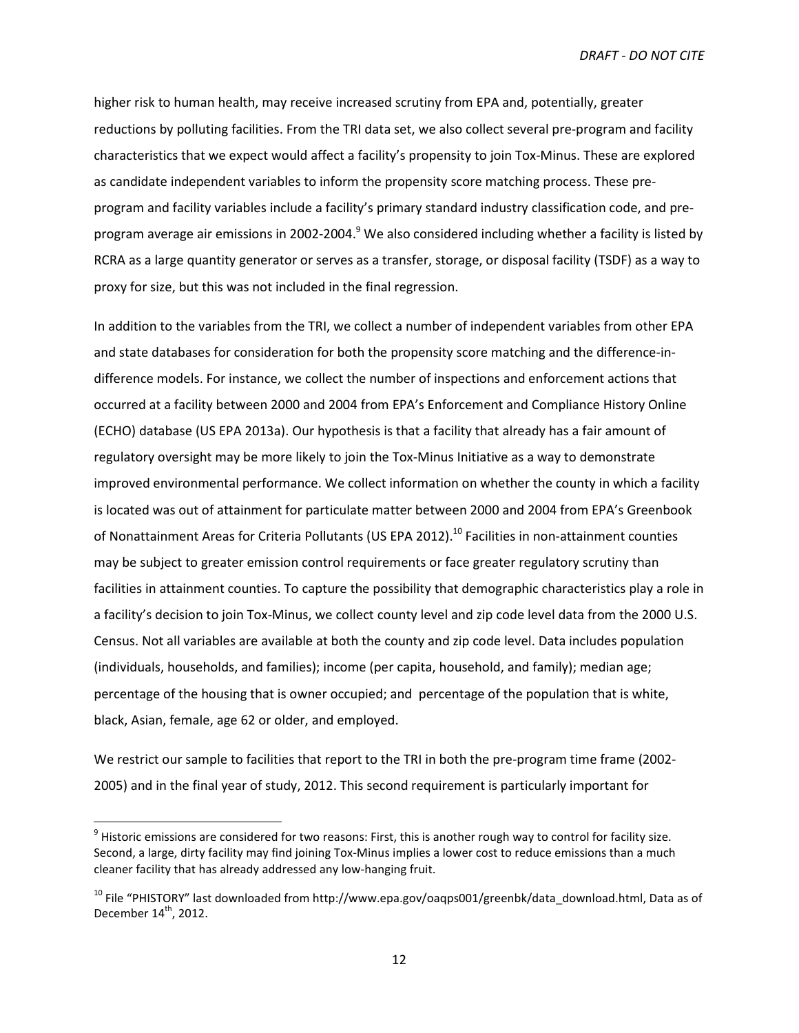higher risk to human health, may receive increased scrutiny from EPA and, potentially, greater reductions by polluting facilities. From the TRI data set, we also collect several pre-program and facility characteristics that we expect would affect a facility's propensity to join Tox-Minus. These are explored as candidate independent variables to inform the propensity score matching process. These pre-program and facility variables include a facility's primary standard industry classification code, and pre-program average air emissions in 2002-2004.[9] We also considered including whether a facility is listed by RCRA as a large quantity generator or serves as a transfer, storage, or disposal facility (TSDF) as a way to proxy for size, but this was not included in the final regression.

In addition to the variables from the TRI, we collect a number of independent variables from other EPA and state databases for consideration for both the propensity score matching and the difference-in-difference models. For instance, we collect the number of inspections and enforcement actions that occurred at a facility between 2000 and 2004 from EPA's Enforcement and Compliance History Online (ECHO) database (US EPA 2013a). Our hypothesis is that a facility that already has a fair amount of regulatory oversight may be more likely to join the Tox-Minus Initiative as a way to demonstrate improved environmental performance. We collect information on whether the county in which a facility is located was out of attainment for particulate matter between 2000 and 2004 from EPA's Greenbook of Nonattainment Areas for Criteria Pollutants (US EPA 2012).[10] Facilities in non-attainment counties may be subject to greater emission control requirements or face greater regulatory scrutiny than facilities in attainment counties. To capture the possibility that demographic characteristics play a role in a facility's decision to join Tox-Minus, we collect county level and zip code level data from the 2000 U.S. Census. Not all variables are available at both the county and zip code level. Data includes population (individuals, households, and families); income (per capita, household, and family); median age; percentage of the housing that is owner occupied; and percentage of the population that is white, black, Asian, female, age 62 or older, and employed.

We restrict our sample to facilities that report to the TRI in both the pre-program time frame (2002-2005) and in the final year of study, 2012. This second requirement is particularly important for

---

[9] Historic emissions are considered for two reasons: First, this is another rough way to control for facility size. Second, a large, dirty facility may find joining Tox-Minus implies a lower cost to reduce emissions than a much cleaner facility that has already addressed any low-hanging fruit.

[10] File "PHISTORY" last downloaded from http://www.epa.gov/oaqps001/greenbk/data_download.html, Data as of December 14th, 2012.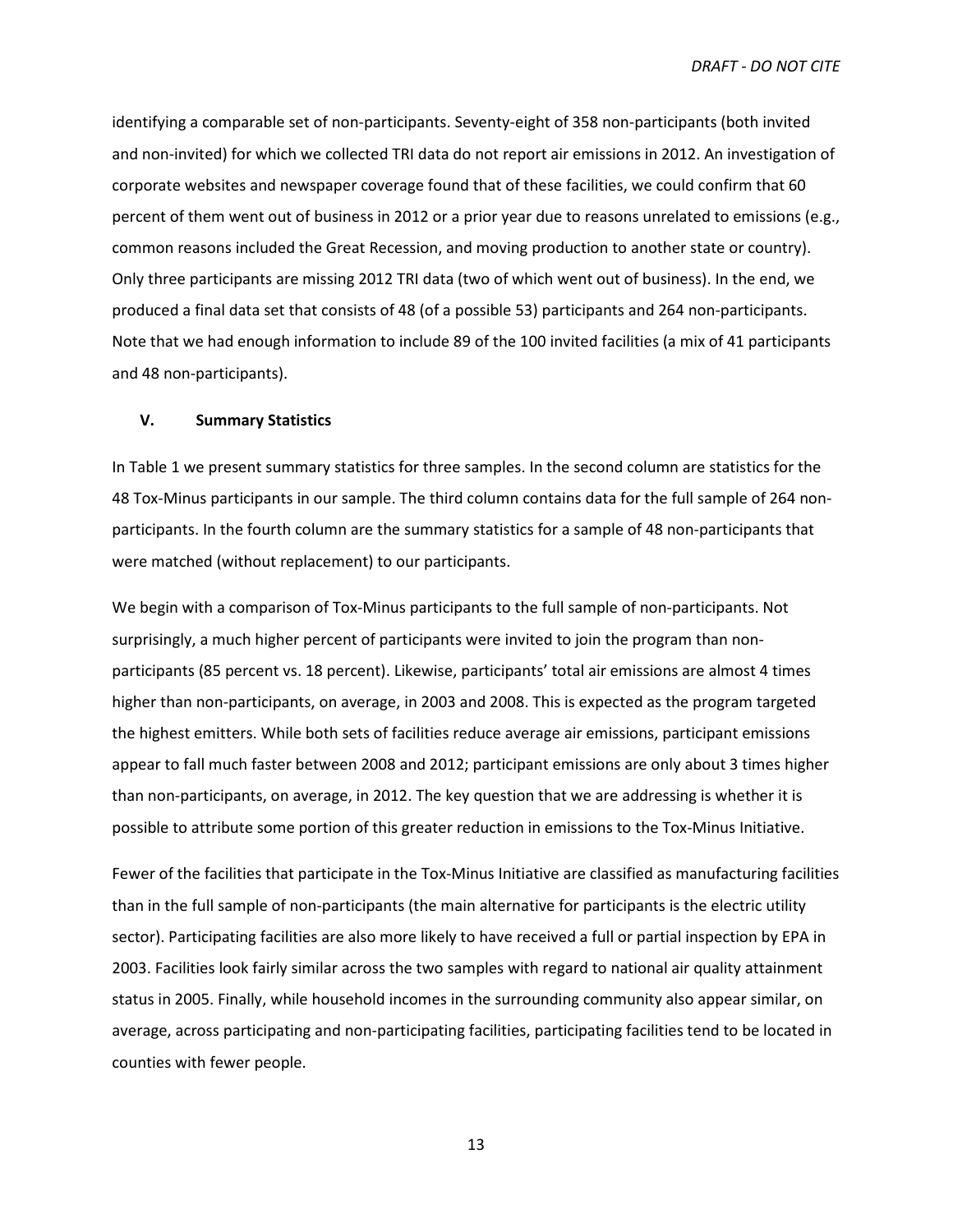identifying a comparable set of non-participants. Seventy-eight of 358 non-participants (both invited and non-invited) for which we collected TRI data do not report air emissions in 2012. An investigation of corporate websites and newspaper coverage found that of these facilities, we could confirm that 60 percent of them went out of business in 2012 or a prior year due to reasons unrelated to emissions (e.g., common reasons included the Great Recession, and moving production to another state or country). Only three participants are missing 2012 TRI data (two of which went out of business). In the end, we produced a final data set that consists of 48 (of a possible 53) participants and 264 non-participants. Note that we had enough information to include 89 of the 100 invited facilities (a mix of 41 participants and 48 non-participants).

## V. Summary Statistics

In Table 1 we present summary statistics for three samples. In the second column are statistics for the 48 Tox-Minus participants in our sample. The third column contains data for the full sample of 264 non-participants. In the fourth column are the summary statistics for a sample of 48 non-participants that were matched (without replacement) to our participants.

We begin with a comparison of Tox-Minus participants to the full sample of non-participants. Not surprisingly, a much higher percent of participants were invited to join the program than non-participants (85 percent vs. 18 percent). Likewise, participants' total air emissions are almost 4 times higher than non-participants, on average, in 2003 and 2008. This is expected as the program targeted the highest emitters. While both sets of facilities reduce average air emissions, participant emissions appear to fall much faster between 2008 and 2012; participant emissions are only about 3 times higher than non-participants, on average, in 2012. The key question that we are addressing is whether it is possible to attribute some portion of this greater reduction in emissions to the Tox-Minus Initiative.

Fewer of the facilities that participate in the Tox-Minus Initiative are classified as manufacturing facilities than in the full sample of non-participants (the main alternative for participants is the electric utility sector). Participating facilities are also more likely to have received a full or partial inspection by EPA in 2003. Facilities look fairly similar across the two samples with regard to national air quality attainment status in 2005. Finally, while household incomes in the surrounding community also appear similar, on average, across participating and non-participating facilities, participating facilities tend to be located in counties with fewer people.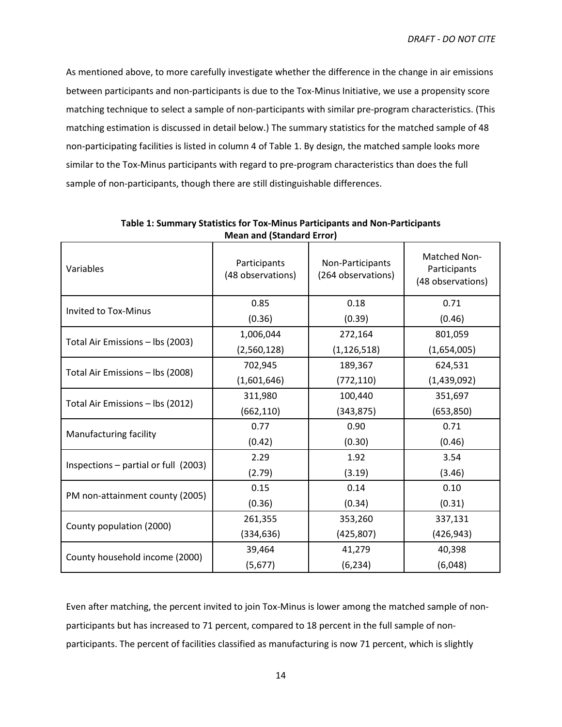As mentioned above, to more carefully investigate whether the difference in the change in air emissions between participants and non-participants is due to the Tox-Minus Initiative, we use a propensity score matching technique to select a sample of non-participants with similar pre-program characteristics. (This matching estimation is discussed in detail below.) The summary statistics for the matched sample of 48 non-participating facilities is listed in column 4 of Table 1. By design, the matched sample looks more similar to the Tox-Minus participants with regard to pre-program characteristics than does the full sample of non-participants, though there are still distinguishable differences.

**Table 1: Summary Statistics for Tox-Minus Participants and Non-Participants Mean and (Standard Error)**

| Variables | Participants (48 observations) | Non-Participants (264 observations) | Matched Non-Participants (48 observations) |
|---|---|---|---|
| Invited to Tox-Minus | 0.85 | 0.18 | 0.71 |
| | (0.36) | (0.39) | (0.46) |
| Total Air Emissions – lbs (2003) | 1,006,044 | 272,164 | 801,059 |
| | (2,560,128) | (1,126,518) | (1,654,005) |
| Total Air Emissions – lbs (2008) | 702,945 | 189,367 | 624,531 |
| | (1,601,646) | (772,110) | (1,439,092) |
| Total Air Emissions – lbs (2012) | 311,980 | 100,440 | 351,697 |
| | (662,110) | (343,875) | (653,850) |
| Manufacturing facility | 0.77 | 0.90 | 0.71 |
| | (0.42) | (0.30) | (0.46) |
| Inspections – partial or full (2003) | 2.29 | 1.92 | 3.54 |
| | (2.79) | (3.19) | (3.46) |
| PM non-attainment county (2005) | 0.15 | 0.14 | 0.10 |
| | (0.36) | (0.34) | (0.31) |
| County population (2000) | 261,355 | 353,260 | 337,131 |
| | (334,636) | (425,807) | (426,943) |
| County household income (2000) | 39,464 | 41,279 | 40,398 |
| | (5,677) | (6,234) | (6,048) |

Even after matching, the percent invited to join Tox-Minus is lower among the matched sample of non-participants but has increased to 71 percent, compared to 18 percent in the full sample of non-participants. The percent of facilities classified as manufacturing is now 71 percent, which is slightly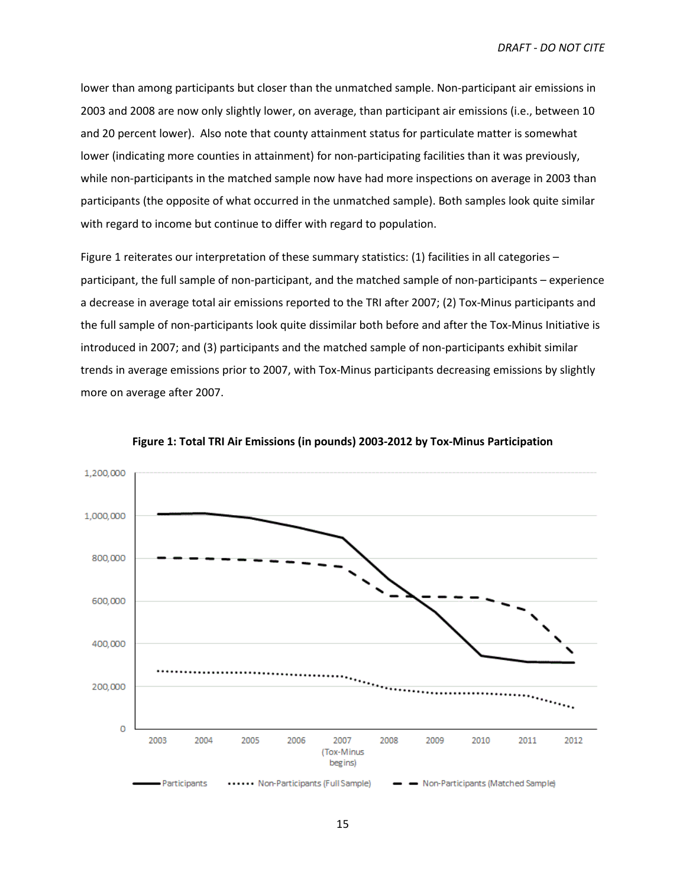lower than among participants but closer than the unmatched sample. Non-participant air emissions in 2003 and 2008 are now only slightly lower, on average, than participant air emissions (i.e., between 10 and 20 percent lower). Also note that county attainment status for particulate matter is somewhat lower (indicating more counties in attainment) for non-participating facilities than it was previously, while non-participants in the matched sample now have had more inspections on average in 2003 than participants (the opposite of what occurred in the unmatched sample). Both samples look quite similar with regard to income but continue to differ with regard to population.

Figure 1 reiterates our interpretation of these summary statistics: (1) facilities in all categories – participant, the full sample of non-participant, and the matched sample of non-participants – experience a decrease in average total air emissions reported to the TRI after 2007; (2) Tox-Minus participants and the full sample of non-participants look quite dissimilar both before and after the Tox-Minus Initiative is introduced in 2007; and (3) participants and the matched sample of non-participants exhibit similar trends in average emissions prior to 2007, with Tox-Minus participants decreasing emissions by slightly more on average after 2007.

**Figure 1: Total TRI Air Emissions (in pounds) 2003-2012 by Tox-Minus Participation**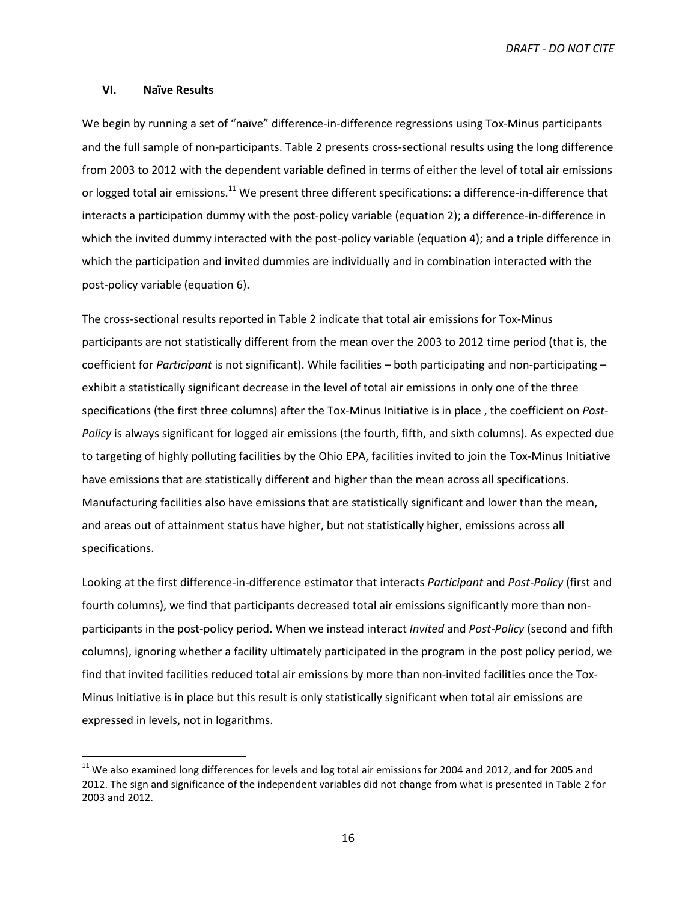### VI. Naïve Results

We begin by running a set of "naïve" difference-in-difference regressions using Tox-Minus participants and the full sample of non-participants. Table 2 presents cross-sectional results using the long difference from 2003 to 2012 with the dependent variable defined in terms of either the level of total air emissions or logged total air emissions.[11] We present three different specifications: a difference-in-difference that interacts a participation dummy with the post-policy variable (equation 2); a difference-in-difference in which the invited dummy interacted with the post-policy variable (equation 4); and a triple difference in which the participation and invited dummies are individually and in combination interacted with the post-policy variable (equation 6).

The cross-sectional results reported in Table 2 indicate that total air emissions for Tox-Minus participants are not statistically different from the mean over the 2003 to 2012 time period (that is, the coefficient for *Participant* is not significant). While facilities – both participating and non-participating – exhibit a statistically significant decrease in the level of total air emissions in only one of the three specifications (the first three columns) after the Tox-Minus Initiative is in place , the coefficient on *Post-Policy* is always significant for logged air emissions (the fourth, fifth, and sixth columns). As expected due to targeting of highly polluting facilities by the Ohio EPA, facilities invited to join the Tox-Minus Initiative have emissions that are statistically different and higher than the mean across all specifications. Manufacturing facilities also have emissions that are statistically significant and lower than the mean, and areas out of attainment status have higher, but not statistically higher, emissions across all specifications.

Looking at the first difference-in-difference estimator that interacts *Participant* and *Post-Policy* (first and fourth columns), we find that participants decreased total air emissions significantly more than non-participants in the post-policy period. When we instead interact *Invited* and *Post-Policy* (second and fifth columns), ignoring whether a facility ultimately participated in the program in the post policy period, we find that invited facilities reduced total air emissions by more than non-invited facilities once the Tox-Minus Initiative is in place but this result is only statistically significant when total air emissions are expressed in levels, not in logarithms.

[11] We also examined long differences for levels and log total air emissions for 2004 and 2012, and for 2005 and 2012. The sign and significance of the independent variables did not change from what is presented in Table 2 for 2003 and 2012.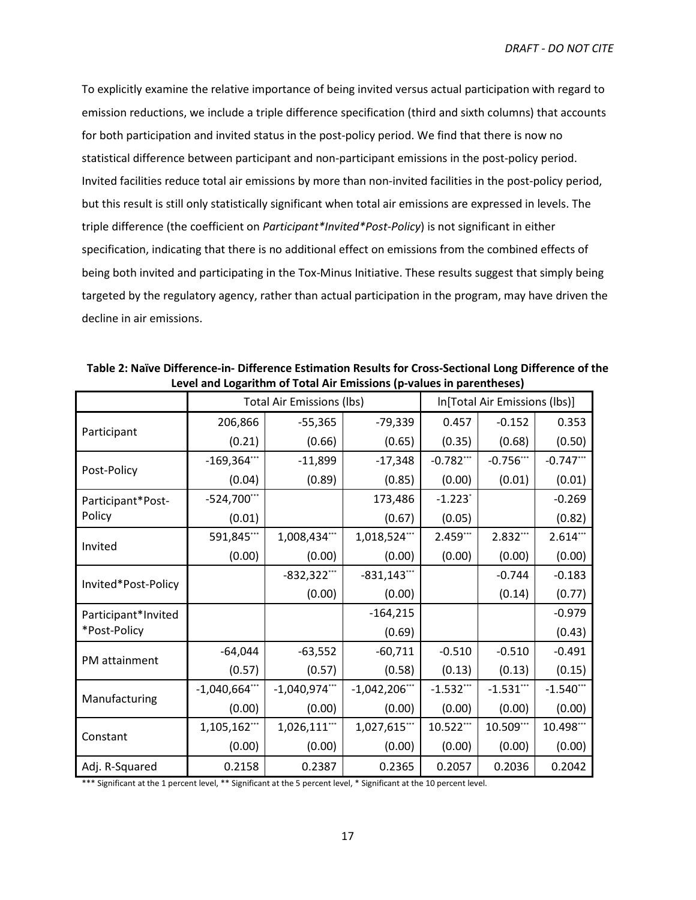To explicitly examine the relative importance of being invited versus actual participation with regard to emission reductions, we include a triple difference specification (third and sixth columns) that accounts for both participation and invited status in the post-policy period. We find that there is now no statistical difference between participant and non-participant emissions in the post-policy period. Invited facilities reduce total air emissions by more than non-invited facilities in the post-policy period, but this result is still only statistically significant when total air emissions are expressed in levels. The triple difference (the coefficient on *Participant*Invited*Post-Policy*) is not significant in either specification, indicating that there is no additional effect on emissions from the combined effects of being both invited and participating in the Tox-Minus Initiative. These results suggest that simply being targeted by the regulatory agency, rather than actual participation in the program, may have driven the decline in air emissions.

**Table 2: Naïve Difference-in- Difference Estimation Results for Cross-Sectional Long Difference of the Level and Logarithm of Total Air Emissions (p-values in parentheses)**

| | Total Air Emissions (lbs) | | | ln[Total Air Emissions (lbs)] | | |
|---|---|---|---|---|---|---|
| Participant | 206,866 | -55,365 | -79,339 | 0.457 | -0.152 | 0.353 |
| | (0.21) | (0.66) | (0.65) | (0.35) | (0.68) | (0.50) |
| Post-Policy | -169,364*** | -11,899 | -17,348 | -0.782*** | -0.756*** | -0.747*** |
| | (0.04) | (0.89) | (0.85) | (0.00) | (0.01) | (0.01) |
| Participant*Post-Policy | -524,700*** | | 173,486 | -1.223* | | -0.269 |
| | (0.01) | | (0.67) | (0.05) | | (0.82) |
| Invited | 591,845*** | 1,008,434*** | 1,018,524*** | 2.459*** | 2.832*** | 2.614*** |
| | (0.00) | (0.00) | (0.00) | (0.00) | (0.00) | (0.00) |
| Invited*Post-Policy | | -832,322*** | -831,143*** | | -0.744 | -0.183 |
| | | (0.00) | (0.00) | | (0.14) | (0.77) |
| Participant*Invited*Post-Policy | | | -164,215 | | | -0.979 |
| | | | (0.69) | | | (0.43) |
| PM attainment | -64,044 | -63,552 | -60,711 | -0.510 | -0.510 | -0.491 |
| | (0.57) | (0.57) | (0.58) | (0.13) | (0.13) | (0.15) |
| Manufacturing | -1,040,664*** | -1,040,974*** | -1,042,206*** | -1.532*** | -1.531*** | -1.540*** |
| | (0.00) | (0.00) | (0.00) | (0.00) | (0.00) | (0.00) |
| Constant | 1,105,162*** | 1,026,111*** | 1,027,615*** | 10.522*** | 10.509*** | 10.498*** |
| | (0.00) | (0.00) | (0.00) | (0.00) | (0.00) | (0.00) |
| Adj. R-Squared | 0.2158 | 0.2387 | 0.2365 | 0.2057 | 0.2036 | 0.2042 |

*** Significant at the 1 percent level, ** Significant at the 5 percent level, * Significant at the 10 percent level.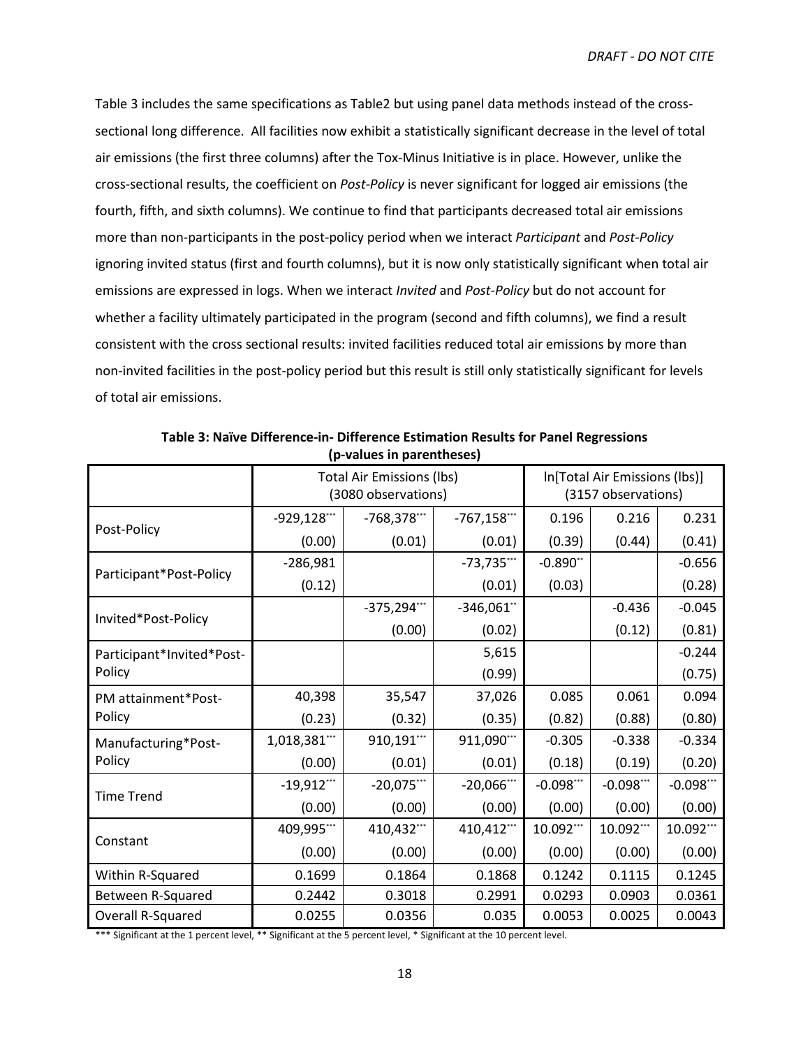Table 3 includes the same specifications as Table2 but using panel data methods instead of the cross-sectional long difference. All facilities now exhibit a statistically significant decrease in the level of total air emissions (the first three columns) after the Tox-Minus Initiative is in place. However, unlike the cross-sectional results, the coefficient on *Post-Policy* is never significant for logged air emissions (the fourth, fifth, and sixth columns). We continue to find that participants decreased total air emissions more than non-participants in the post-policy period when we interact *Participant* and *Post-Policy* ignoring invited status (first and fourth columns), but it is now only statistically significant when total air emissions are expressed in logs. When we interact *Invited* and *Post-Policy* but do not account for whether a facility ultimately participated in the program (second and fifth columns), we find a result consistent with the cross sectional results: invited facilities reduced total air emissions by more than non-invited facilities in the post-policy period but this result is still only statistically significant for levels of total air emissions.

**Table 3: Naïve Difference-in- Difference Estimation Results for Panel Regressions (p-values in parentheses)**

| | Total Air Emissions (lbs) (3080 observations) | | | ln[Total Air Emissions (lbs)] (3157 observations) | | |
|---|---|---|---|---|---|---|
| Post-Policy | -929,128*** | -768,378*** | -767,158*** | 0.196 | 0.216 | 0.231 |
| | (0.00) | (0.01) | (0.01) | (0.39) | (0.44) | (0.41) |
| Participant*Post-Policy | -286,981 | | -73,735*** | -0.890** | | -0.656 |
| | (0.12) | | (0.01) | (0.03) | | (0.28) |
| Invited*Post-Policy | | -375,294*** | -346,061** | | -0.436 | -0.045 |
| | | (0.00) | (0.02) | | (0.12) | (0.81) |
| Participant*Invited*Post-Policy | | | 5,615 | | | -0.244 |
| | | | (0.99) | | | (0.75) |
| PM attainment*Post-Policy | 40,398 | 35,547 | 37,026 | 0.085 | 0.061 | 0.094 |
| | (0.23) | (0.32) | (0.35) | (0.82) | (0.88) | (0.80) |
| Manufacturing*Post-Policy | 1,018,381*** | 910,191*** | 911,090*** | -0.305 | -0.338 | -0.334 |
| | (0.00) | (0.01) | (0.01) | (0.18) | (0.19) | (0.20) |
| Time Trend | -19,912*** | -20,075*** | -20,066*** | -0.098*** | -0.098*** | -0.098*** |
| | (0.00) | (0.00) | (0.00) | (0.00) | (0.00) | (0.00) |
| Constant | 409,995*** | 410,432*** | 410,412*** | 10.092*** | 10.092*** | 10.092*** |
| | (0.00) | (0.00) | (0.00) | (0.00) | (0.00) | (0.00) |
| Within R-Squared | 0.1699 | 0.1864 | 0.1868 | 0.1242 | 0.1115 | 0.1245 |
| Between R-Squared | 0.2442 | 0.3018 | 0.2991 | 0.0293 | 0.0903 | 0.0361 |
| Overall R-Squared | 0.0255 | 0.0356 | 0.035 | 0.0053 | 0.0025 | 0.0043 |

*** Significant at the 1 percent level, ** Significant at the 5 percent level, * Significant at the 10 percent level.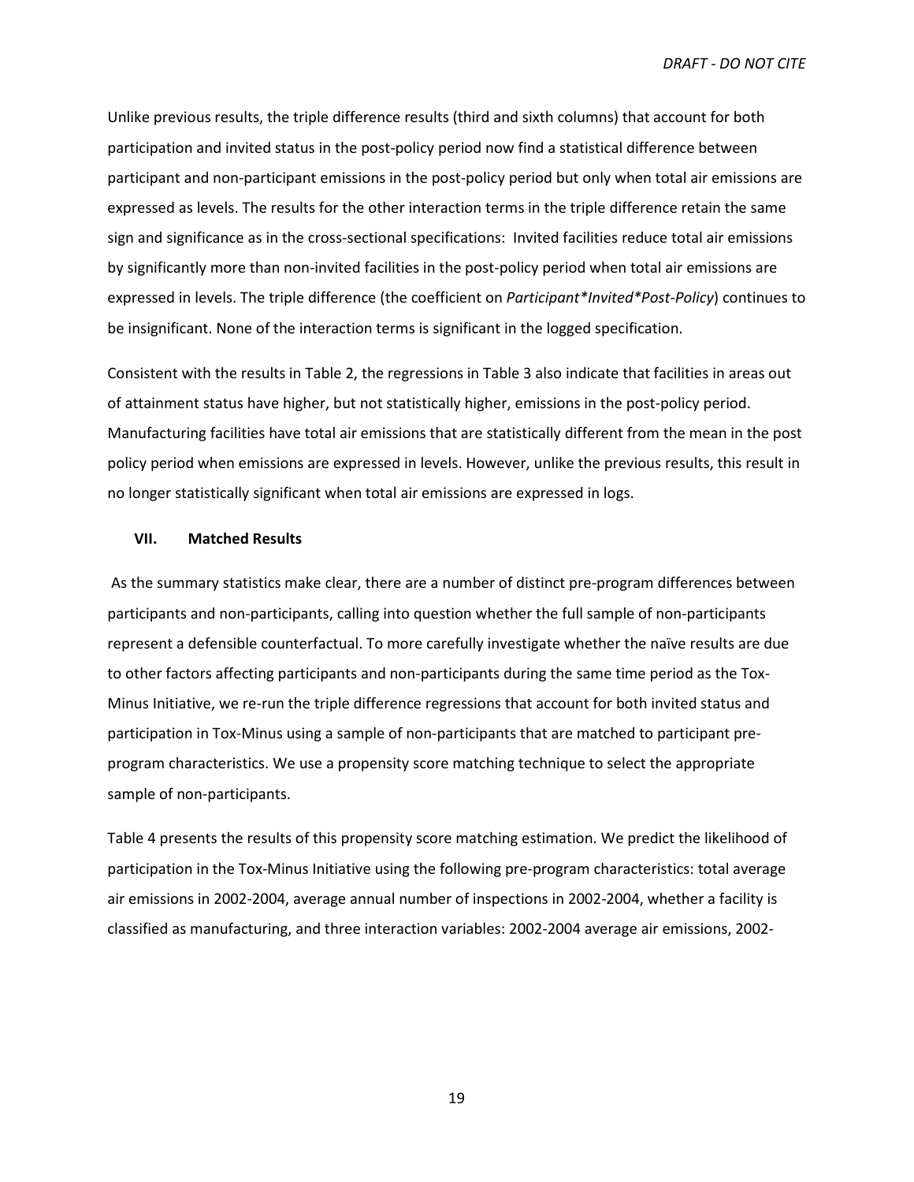Unlike previous results, the triple difference results (third and sixth columns) that account for both participation and invited status in the post-policy period now find a statistical difference between participant and non-participant emissions in the post-policy period but only when total air emissions are expressed as levels. The results for the other interaction terms in the triple difference retain the same sign and significance as in the cross-sectional specifications: Invited facilities reduce total air emissions by significantly more than non-invited facilities in the post-policy period when total air emissions are expressed in levels. The triple difference (the coefficient on *Participant*Invited*Post-Policy*) continues to be insignificant. None of the interaction terms is significant in the logged specification.

Consistent with the results in Table 2, the regressions in Table 3 also indicate that facilities in areas out of attainment status have higher, but not statistically higher, emissions in the post-policy period. Manufacturing facilities have total air emissions that are statistically different from the mean in the post policy period when emissions are expressed in levels. However, unlike the previous results, this result in no longer statistically significant when total air emissions are expressed in logs.

### VII. Matched Results

As the summary statistics make clear, there are a number of distinct pre-program differences between participants and non-participants, calling into question whether the full sample of non-participants represent a defensible counterfactual. To more carefully investigate whether the naïve results are due to other factors affecting participants and non-participants during the same time period as the Tox-Minus Initiative, we re-run the triple difference regressions that account for both invited status and participation in Tox-Minus using a sample of non-participants that are matched to participant pre-program characteristics. We use a propensity score matching technique to select the appropriate sample of non-participants.

Table 4 presents the results of this propensity score matching estimation. We predict the likelihood of participation in the Tox-Minus Initiative using the following pre-program characteristics: total average air emissions in 2002-2004, average annual number of inspections in 2002-2004, whether a facility is classified as manufacturing, and three interaction variables: 2002-2004 average air emissions, 2002-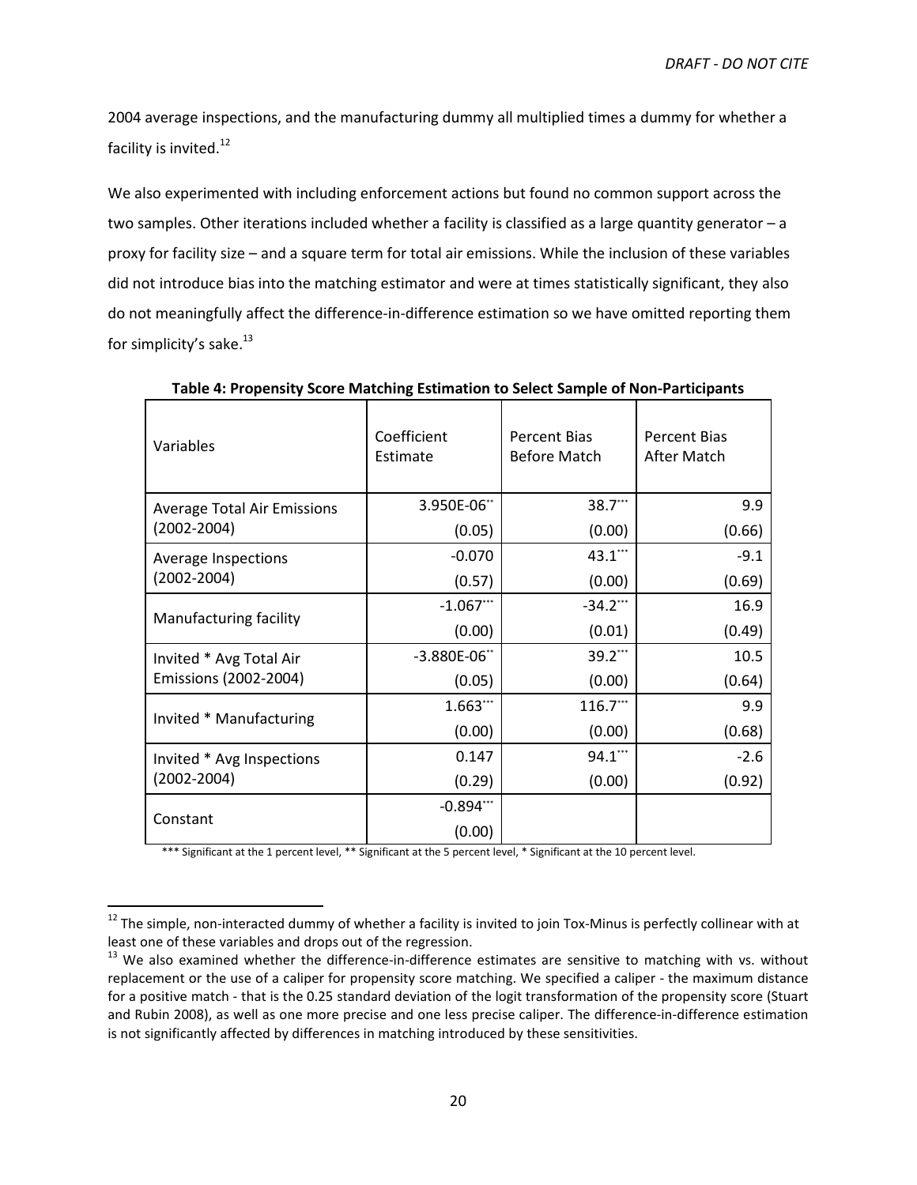2004 average inspections, and the manufacturing dummy all multiplied times a dummy for whether a facility is invited.[12]

We also experimented with including enforcement actions but found no common support across the two samples. Other iterations included whether a facility is classified as a large quantity generator – a proxy for facility size – and a square term for total air emissions. While the inclusion of these variables did not introduce bias into the matching estimator and were at times statistically significant, they also do not meaningfully affect the difference-in-difference estimation so we have omitted reporting them for simplicity's sake.[13]

**Table 4: Propensity Score Matching Estimation to Select Sample of Non-Participants**

| Variables | Coefficient Estimate | Percent Bias Before Match | Percent Bias After Match |
|---|---|---|---|
| Average Total Air Emissions (2002-2004) | 3.950E-06** | 38.7*** | 9.9 |
| | (0.05) | (0.00) | (0.66) |
| Average Inspections (2002-2004) | -0.070 | 43.1*** | -9.1 |
| | (0.57) | (0.00) | (0.69) |
| Manufacturing facility | -1.067*** | -34.2*** | 16.9 |
| | (0.00) | (0.01) | (0.49) |
| Invited * Avg Total Air Emissions (2002-2004) | -3.880E-06** | 39.2*** | 10.5 |
| | (0.05) | (0.00) | (0.64) |
| Invited * Manufacturing | 1.663*** | 116.7*** | 9.9 |
| | (0.00) | (0.00) | (0.68) |
| Invited * Avg Inspections (2002-2004) | 0.147 | 94.1*** | -2.6 |
| | (0.29) | (0.00) | (0.92) |
| Constant | -0.894*** | | |
| | (0.00) | | |

*** Significant at the 1 percent level, ** Significant at the 5 percent level, * Significant at the 10 percent level.

[12] The simple, non-interacted dummy of whether a facility is invited to join Tox-Minus is perfectly collinear with at least one of these variables and drops out of the regression.

[13] We also examined whether the difference-in-difference estimates are sensitive to matching with vs. without replacement or the use of a caliper for propensity score matching. We specified a caliper - the maximum distance for a positive match - that is the 0.25 standard deviation of the logit transformation of the propensity score (Stuart and Rubin 2008), as well as one more precise and one less precise caliper. The difference-in-difference estimation is not significantly affected by differences in matching introduced by these sensitivities.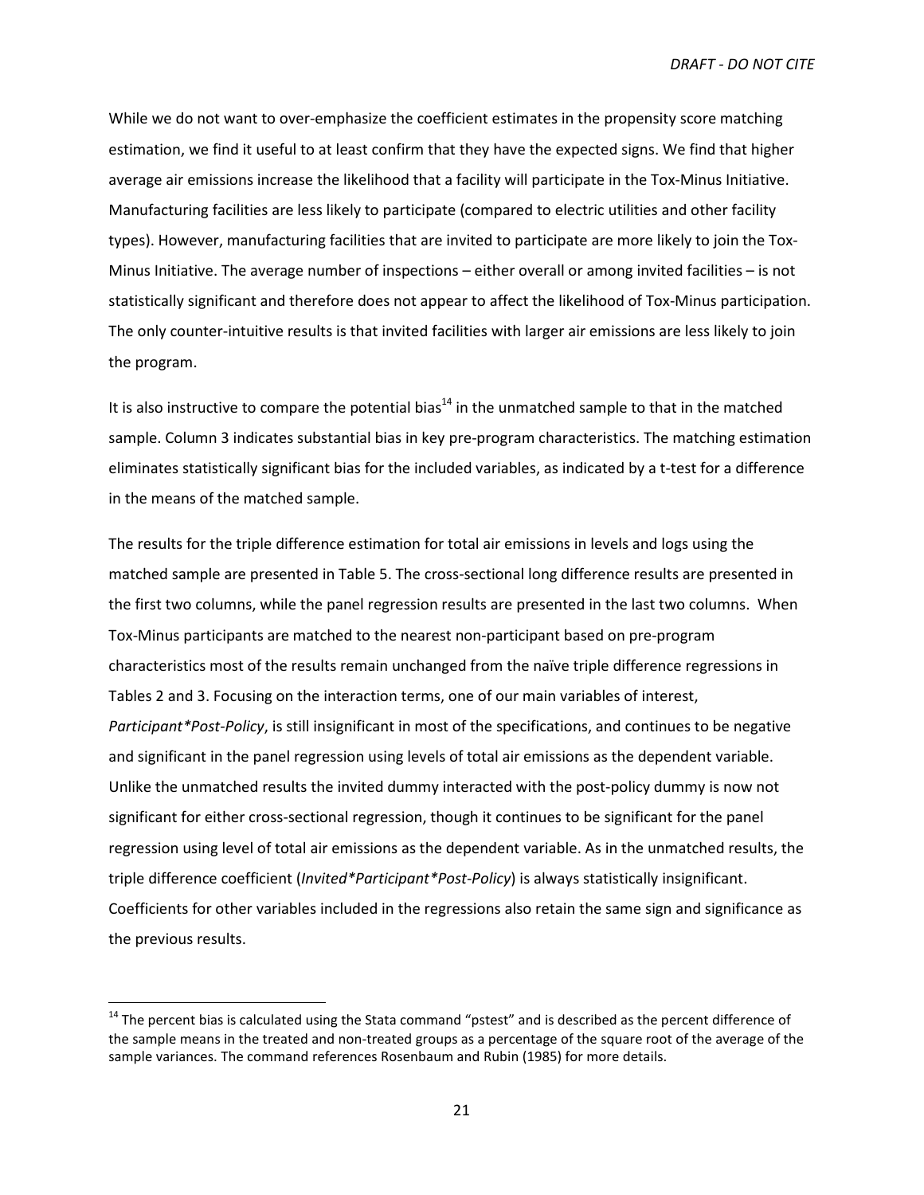While we do not want to over-emphasize the coefficient estimates in the propensity score matching estimation, we find it useful to at least confirm that they have the expected signs. We find that higher average air emissions increase the likelihood that a facility will participate in the Tox-Minus Initiative. Manufacturing facilities are less likely to participate (compared to electric utilities and other facility types). However, manufacturing facilities that are invited to participate are more likely to join the Tox-Minus Initiative. The average number of inspections – either overall or among invited facilities – is not statistically significant and therefore does not appear to affect the likelihood of Tox-Minus participation. The only counter-intuitive results is that invited facilities with larger air emissions are less likely to join the program.

It is also instructive to compare the potential bias[14] in the unmatched sample to that in the matched sample. Column 3 indicates substantial bias in key pre-program characteristics. The matching estimation eliminates statistically significant bias for the included variables, as indicated by a t-test for a difference in the means of the matched sample.

The results for the triple difference estimation for total air emissions in levels and logs using the matched sample are presented in Table 5. The cross-sectional long difference results are presented in the first two columns, while the panel regression results are presented in the last two columns. When Tox-Minus participants are matched to the nearest non-participant based on pre-program characteristics most of the results remain unchanged from the naïve triple difference regressions in Tables 2 and 3. Focusing on the interaction terms, one of our main variables of interest, *Participant*Post-Policy*, is still insignificant in most of the specifications, and continues to be negative and significant in the panel regression using levels of total air emissions as the dependent variable. Unlike the unmatched results the invited dummy interacted with the post-policy dummy is now not significant for either cross-sectional regression, though it continues to be significant for the panel regression using level of total air emissions as the dependent variable. As in the unmatched results, the triple difference coefficient (*Invited*Participant*Post-Policy*) is always statistically insignificant. Coefficients for other variables included in the regressions also retain the same sign and significance as the previous results.

[14] The percent bias is calculated using the Stata command "pstest" and is described as the percent difference of the sample means in the treated and non-treated groups as a percentage of the square root of the average of the sample variances. The command references Rosenbaum and Rubin (1985) for more details.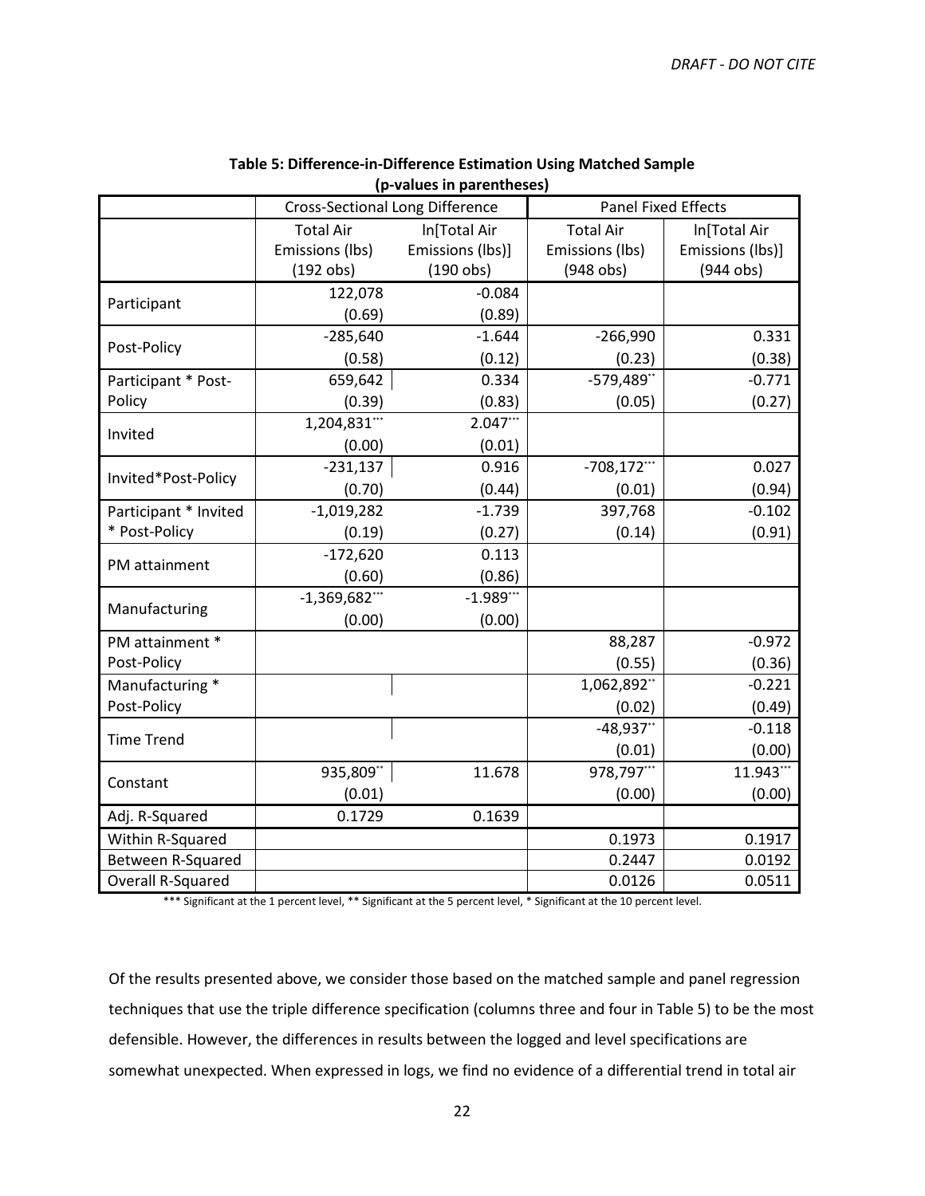DRAFT - DO NOT CITE

**Table 5: Difference-in-Difference Estimation Using Matched Sample (p-values in parentheses)**

| | Cross-Sectional Long Difference | | Panel Fixed Effects | |
|---|---|---|---|---|
| | Total Air Emissions (lbs) (192 obs) | ln[Total Air Emissions (lbs)] (190 obs) | Total Air Emissions (lbs) (948 obs) | ln[Total Air Emissions (lbs)] (944 obs) |
| Participant | 122,078 | -0.084 | | |
| | (0.69) | (0.89) | | |
| Post-Policy | -285,640 | -1.644 | -266,990 | 0.331 |
| | (0.58) | (0.12) | (0.23) | (0.38) |
| Participant * Post-Policy | 659,642 | 0.334 | -579,489** | -0.771 |
| | (0.39) | (0.83) | (0.05) | (0.27) |
| Invited | 1,204,831*** | 2.047*** | | |
| | (0.00) | (0.01) | | |
| Invited*Post-Policy | -231,137 | 0.916 | -708,172*** | 0.027 |
| | (0.70) | (0.44) | (0.01) | (0.94) |
| Participant * Invited * Post-Policy | -1,019,282 | -1.739 | 397,768 | -0.102 |
| | (0.19) | (0.27) | (0.14) | (0.91) |
| PM attainment | -172,620 | 0.113 | | |
| | (0.60) | (0.86) | | |
| Manufacturing | -1,369,682*** | -1.989*** | | |
| | (0.00) | (0.00) | | |
| PM attainment * Post-Policy | | | 88,287 | -0.972 |
| | | | (0.55) | (0.36) |
| Manufacturing * Post-Policy | | | 1,062,892** | -0.221 |
| | | | (0.02) | (0.49) |
| Time Trend | | | -48,937** | -0.118 |
| | | | (0.01) | (0.00) |
| Constant | 935,809** | 11.678 | 978,797*** | 11.943*** |
| | (0.01) | | (0.00) | (0.00) |
| Adj. R-Squared | 0.1729 | 0.1639 | | |
| Within R-Squared | | | 0.1973 | 0.1917 |
| Between R-Squared | | | 0.2447 | 0.0192 |
| Overall R-Squared | | | 0.0126 | 0.0511 |

*** Significant at the 1 percent level, ** Significant at the 5 percent level, * Significant at the 10 percent level.

Of the results presented above, we consider those based on the matched sample and panel regression techniques that use the triple difference specification (columns three and four in Table 5) to be the most defensible. However, the differences in results between the logged and level specifications are somewhat unexpected. When expressed in logs, we find no evidence of a differential trend in total air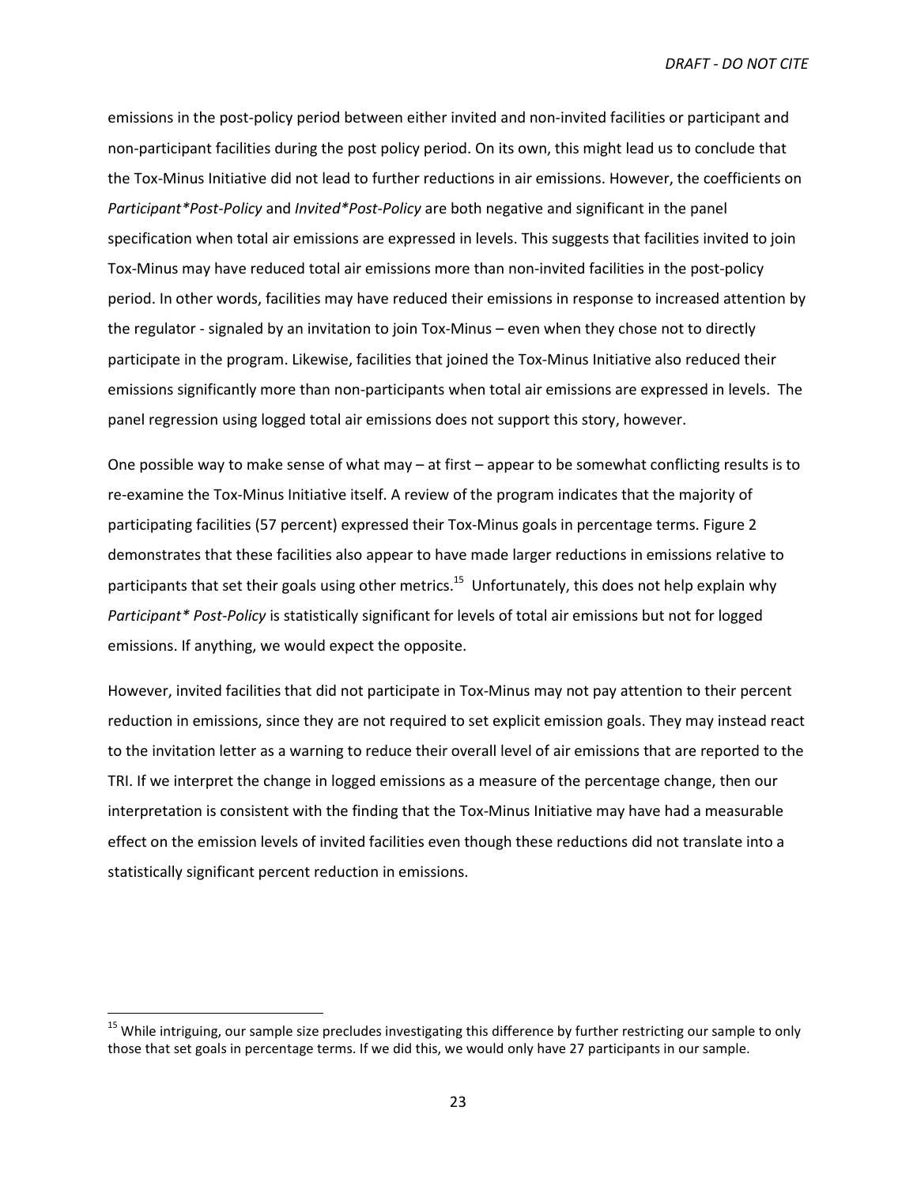emissions in the post-policy period between either invited and non-invited facilities or participant and non-participant facilities during the post policy period. On its own, this might lead us to conclude that the Tox-Minus Initiative did not lead to further reductions in air emissions. However, the coefficients on *Participant*Post-Policy* and *Invited*Post-Policy* are both negative and significant in the panel specification when total air emissions are expressed in levels. This suggests that facilities invited to join Tox-Minus may have reduced total air emissions more than non-invited facilities in the post-policy period. In other words, facilities may have reduced their emissions in response to increased attention by the regulator - signaled by an invitation to join Tox-Minus – even when they chose not to directly participate in the program. Likewise, facilities that joined the Tox-Minus Initiative also reduced their emissions significantly more than non-participants when total air emissions are expressed in levels. The panel regression using logged total air emissions does not support this story, however.

One possible way to make sense of what may – at first – appear to be somewhat conflicting results is to re-examine the Tox-Minus Initiative itself. A review of the program indicates that the majority of participating facilities (57 percent) expressed their Tox-Minus goals in percentage terms. Figure 2 demonstrates that these facilities also appear to have made larger reductions in emissions relative to participants that set their goals using other metrics.[15] Unfortunately, this does not help explain why *Participant* Post-Policy* is statistically significant for levels of total air emissions but not for logged emissions. If anything, we would expect the opposite.

However, invited facilities that did not participate in Tox-Minus may not pay attention to their percent reduction in emissions, since they are not required to set explicit emission goals. They may instead react to the invitation letter as a warning to reduce their overall level of air emissions that are reported to the TRI. If we interpret the change in logged emissions as a measure of the percentage change, then our interpretation is consistent with the finding that the Tox-Minus Initiative may have had a measurable effect on the emission levels of invited facilities even though these reductions did not translate into a statistically significant percent reduction in emissions.

---

[15] While intriguing, our sample size precludes investigating this difference by further restricting our sample to only those that set goals in percentage terms. If we did this, we would only have 27 participants in our sample.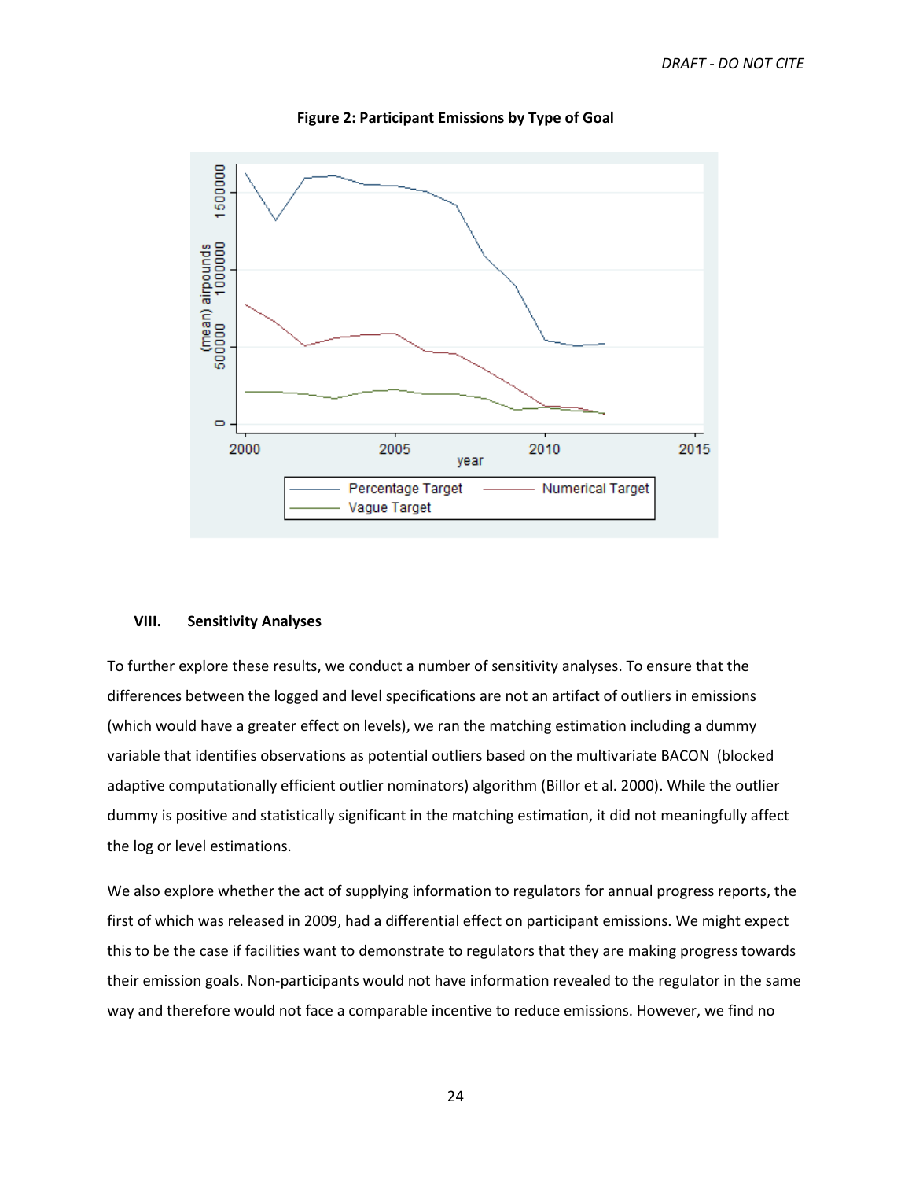**Figure 2: Participant Emissions by Type of Goal**

## VIII. Sensitivity Analyses

To further explore these results, we conduct a number of sensitivity analyses. To ensure that the differences between the logged and level specifications are not an artifact of outliers in emissions (which would have a greater effect on levels), we ran the matching estimation including a dummy variable that identifies observations as potential outliers based on the multivariate BACON (blocked adaptive computationally efficient outlier nominators) algorithm (Billor et al. 2000). While the outlier dummy is positive and statistically significant in the matching estimation, it did not meaningfully affect the log or level estimations.

We also explore whether the act of supplying information to regulators for annual progress reports, the first of which was released in 2009, had a differential effect on participant emissions. We might expect this to be the case if facilities want to demonstrate to regulators that they are making progress towards their emission goals. Non-participants would not have information revealed to the regulator in the same way and therefore would not face a comparable incentive to reduce emissions. However, we find no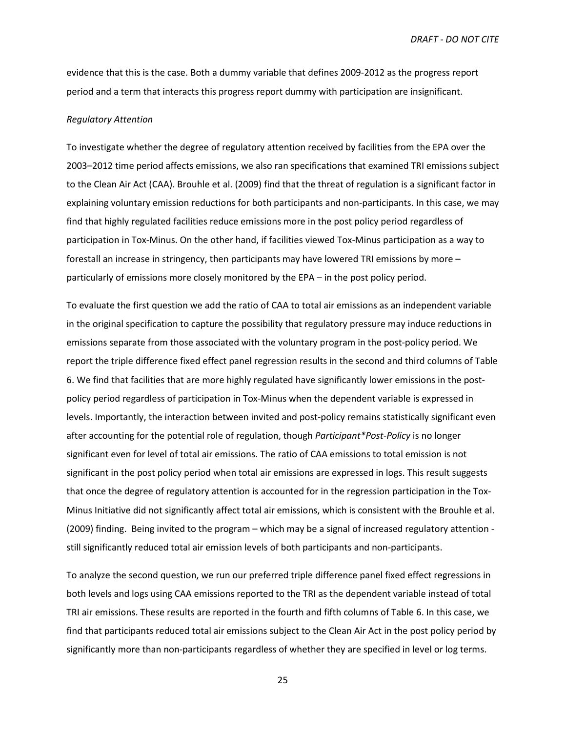evidence that this is the case. Both a dummy variable that defines 2009-2012 as the progress report period and a term that interacts this progress report dummy with participation are insignificant.

*Regulatory Attention*

To investigate whether the degree of regulatory attention received by facilities from the EPA over the 2003–2012 time period affects emissions, we also ran specifications that examined TRI emissions subject to the Clean Air Act (CAA). Brouhle et al. (2009) find that the threat of regulation is a significant factor in explaining voluntary emission reductions for both participants and non-participants. In this case, we may find that highly regulated facilities reduce emissions more in the post policy period regardless of participation in Tox-Minus. On the other hand, if facilities viewed Tox-Minus participation as a way to forestall an increase in stringency, then participants may have lowered TRI emissions by more – particularly of emissions more closely monitored by the EPA – in the post policy period.

To evaluate the first question we add the ratio of CAA to total air emissions as an independent variable in the original specification to capture the possibility that regulatory pressure may induce reductions in emissions separate from those associated with the voluntary program in the post-policy period. We report the triple difference fixed effect panel regression results in the second and third columns of Table 6. We find that facilities that are more highly regulated have significantly lower emissions in the post-policy period regardless of participation in Tox-Minus when the dependent variable is expressed in levels. Importantly, the interaction between invited and post-policy remains statistically significant even after accounting for the potential role of regulation, though *Participant*Post-Policy* is no longer significant even for level of total air emissions. The ratio of CAA emissions to total emission is not significant in the post policy period when total air emissions are expressed in logs. This result suggests that once the degree of regulatory attention is accounted for in the regression participation in the Tox-Minus Initiative did not significantly affect total air emissions, which is consistent with the Brouhle et al. (2009) finding. Being invited to the program – which may be a signal of increased regulatory attention - still significantly reduced total air emission levels of both participants and non-participants.

To analyze the second question, we run our preferred triple difference panel fixed effect regressions in both levels and logs using CAA emissions reported to the TRI as the dependent variable instead of total TRI air emissions. These results are reported in the fourth and fifth columns of Table 6. In this case, we find that participants reduced total air emissions subject to the Clean Air Act in the post policy period by significantly more than non-participants regardless of whether they are specified in level or log terms.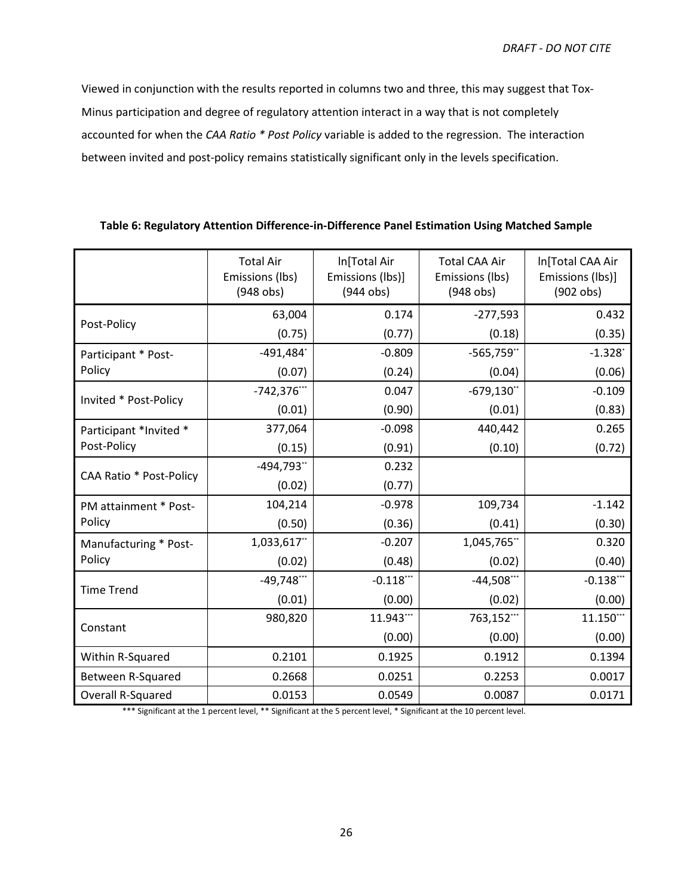Viewed in conjunction with the results reported in columns two and three, this may suggest that Tox-Minus participation and degree of regulatory attention interact in a way that is not completely accounted for when the *CAA Ratio * Post Policy* variable is added to the regression. The interaction between invited and post-policy remains statistically significant only in the levels specification.

**Table 6: Regulatory Attention Difference-in-Difference Panel Estimation Using Matched Sample**

| | Total Air Emissions (lbs) (948 obs) | ln[Total Air Emissions (lbs)] (944 obs) | Total CAA Air Emissions (lbs) (948 obs) | ln[Total CAA Air Emissions (lbs)] (902 obs) |
|---|---|---|---|---|
| Post-Policy | 63,004 | 0.174 | -277,593 | 0.432 |
| | (0.75) | (0.77) | (0.18) | (0.35) |
| Participant * Post-Policy | -491,484* | -0.809 | -565,759** | -1.328* |
| | (0.07) | (0.24) | (0.04) | (0.06) |
| Invited * Post-Policy | -742,376*** | 0.047 | -679,130** | -0.109 |
| | (0.01) | (0.90) | (0.01) | (0.83) |
| Participant *Invited * Post-Policy | 377,064 | -0.098 | 440,442 | 0.265 |
| | (0.15) | (0.91) | (0.10) | (0.72) |
| CAA Ratio * Post-Policy | -494,793** | 0.232 | | |
| | (0.02) | (0.77) | | |
| PM attainment * Post-Policy | 104,214 | -0.978 | 109,734 | -1.142 |
| | (0.50) | (0.36) | (0.41) | (0.30) |
| Manufacturing * Post-Policy | 1,033,617** | -0.207 | 1,045,765** | 0.320 |
| | (0.02) | (0.48) | (0.02) | (0.40) |
| Time Trend | -49,748*** | -0.118*** | -44,508*** | -0.138*** |
| | (0.01) | (0.00) | (0.02) | (0.00) |
| Constant | 980,820 | 11.943*** | 763,152*** | 11.150*** |
| | | (0.00) | (0.00) | (0.00) |
| Within R-Squared | 0.2101 | 0.1925 | 0.1912 | 0.1394 |
| Between R-Squared | 0.2668 | 0.0251 | 0.2253 | 0.0017 |
| Overall R-Squared | 0.0153 | 0.0549 | 0.0087 | 0.0171 |

*** Significant at the 1 percent level, ** Significant at the 5 percent level, * Significant at the 10 percent level.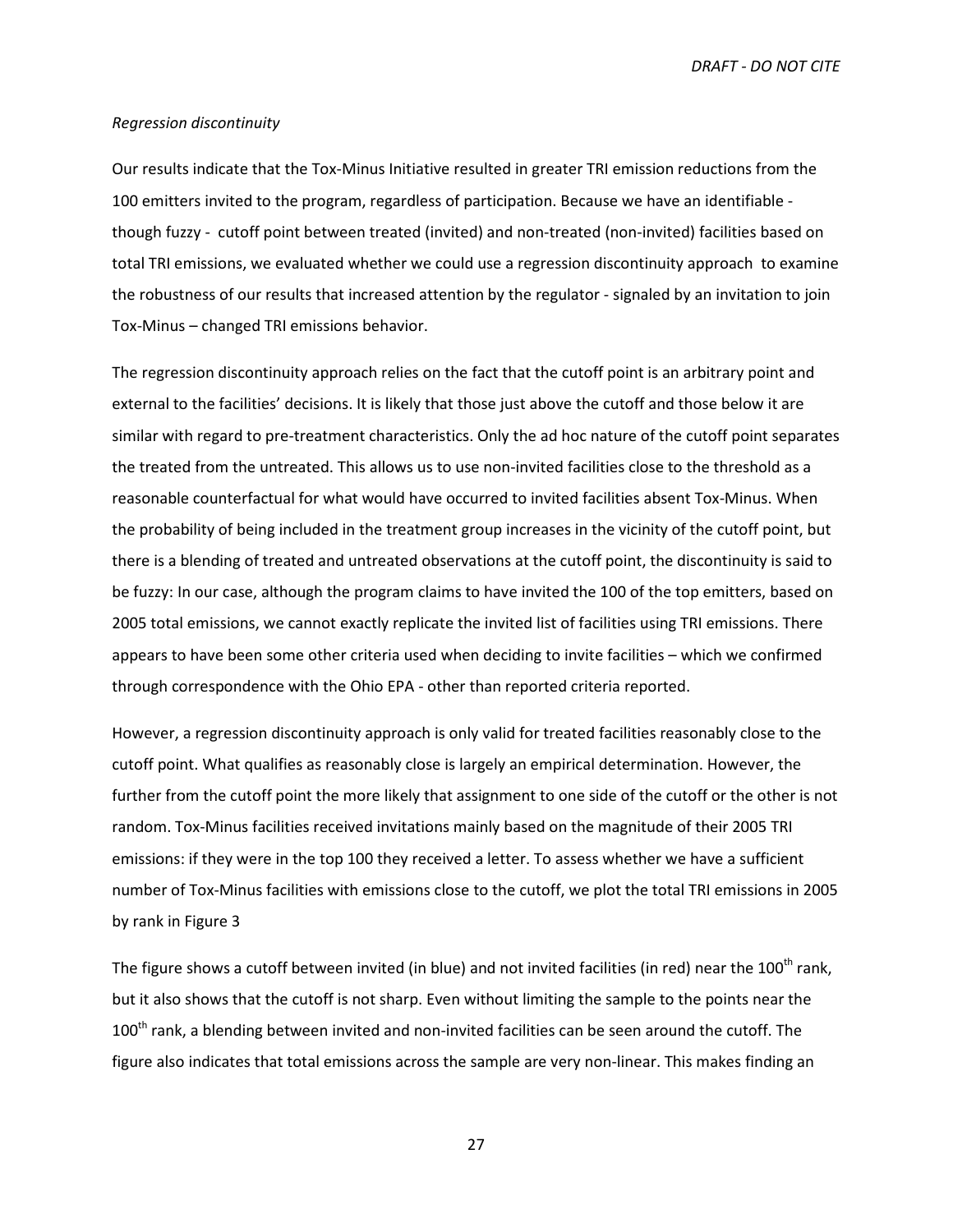*Regression discontinuity*

Our results indicate that the Tox-Minus Initiative resulted in greater TRI emission reductions from the 100 emitters invited to the program, regardless of participation. Because we have an identifiable - though fuzzy - cutoff point between treated (invited) and non-treated (non-invited) facilities based on total TRI emissions, we evaluated whether we could use a regression discontinuity approach to examine the robustness of our results that increased attention by the regulator - signaled by an invitation to join Tox-Minus – changed TRI emissions behavior.

The regression discontinuity approach relies on the fact that the cutoff point is an arbitrary point and external to the facilities' decisions. It is likely that those just above the cutoff and those below it are similar with regard to pre-treatment characteristics. Only the ad hoc nature of the cutoff point separates the treated from the untreated. This allows us to use non-invited facilities close to the threshold as a reasonable counterfactual for what would have occurred to invited facilities absent Tox-Minus. When the probability of being included in the treatment group increases in the vicinity of the cutoff point, but there is a blending of treated and untreated observations at the cutoff point, the discontinuity is said to be fuzzy: In our case, although the program claims to have invited the 100 of the top emitters, based on 2005 total emissions, we cannot exactly replicate the invited list of facilities using TRI emissions. There appears to have been some other criteria used when deciding to invite facilities – which we confirmed through correspondence with the Ohio EPA - other than reported criteria reported.

However, a regression discontinuity approach is only valid for treated facilities reasonably close to the cutoff point. What qualifies as reasonably close is largely an empirical determination. However, the further from the cutoff point the more likely that assignment to one side of the cutoff or the other is not random. Tox-Minus facilities received invitations mainly based on the magnitude of their 2005 TRI emissions: if they were in the top 100 they received a letter. To assess whether we have a sufficient number of Tox-Minus facilities with emissions close to the cutoff, we plot the total TRI emissions in 2005 by rank in Figure 3

The figure shows a cutoff between invited (in blue) and not invited facilities (in red) near the 100th rank, but it also shows that the cutoff is not sharp. Even without limiting the sample to the points near the 100th rank, a blending between invited and non-invited facilities can be seen around the cutoff. The figure also indicates that total emissions across the sample are very non-linear. This makes finding an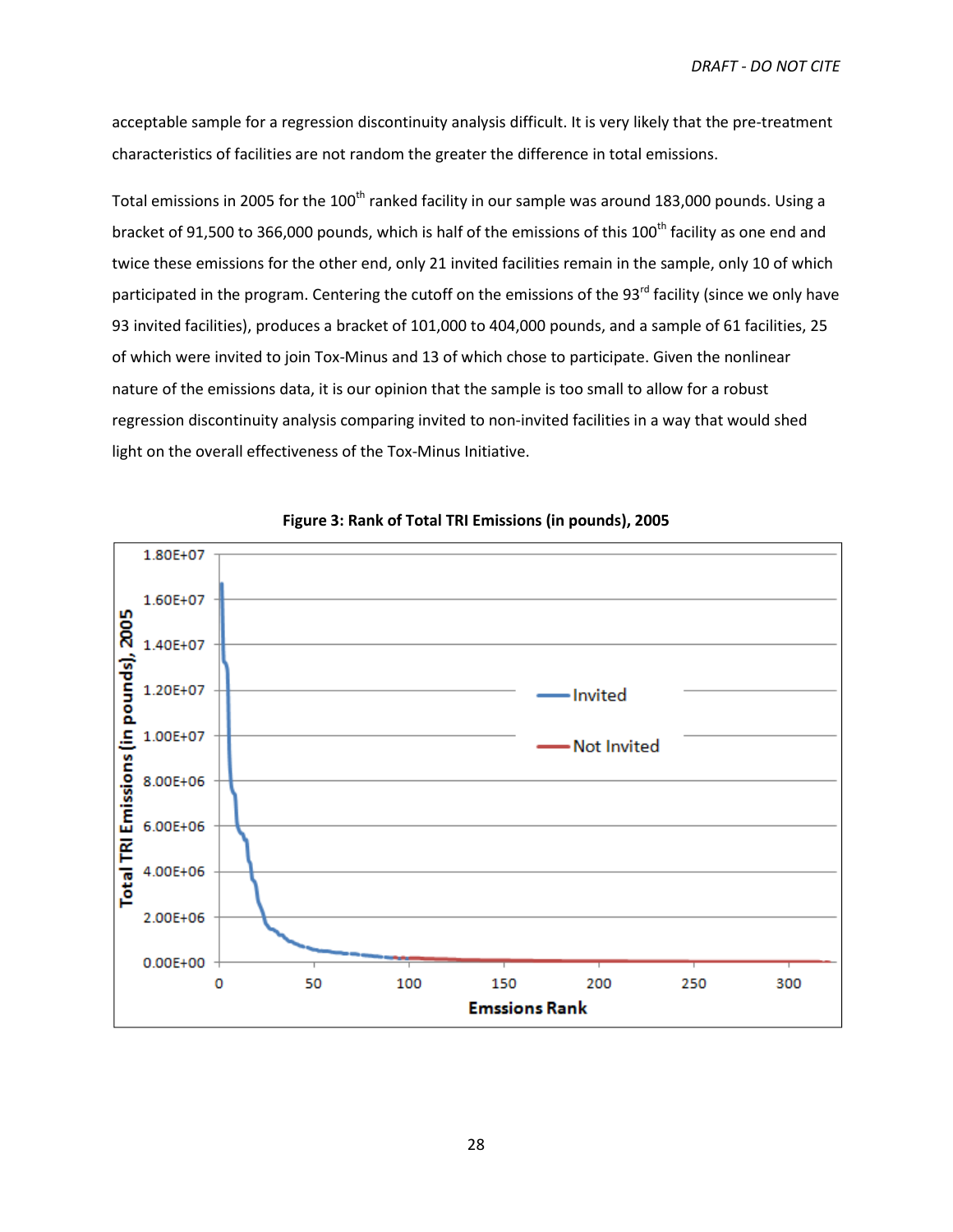acceptable sample for a regression discontinuity analysis difficult. It is very likely that the pre-treatment characteristics of facilities are not random the greater the difference in total emissions.

Total emissions in 2005 for the 100th ranked facility in our sample was around 183,000 pounds. Using a bracket of 91,500 to 366,000 pounds, which is half of the emissions of this 100th facility as one end and twice these emissions for the other end, only 21 invited facilities remain in the sample, only 10 of which participated in the program. Centering the cutoff on the emissions of the 93rd facility (since we only have 93 invited facilities), produces a bracket of 101,000 to 404,000 pounds, and a sample of 61 facilities, 25 of which were invited to join Tox-Minus and 13 of which chose to participate. Given the nonlinear nature of the emissions data, it is our opinion that the sample is too small to allow for a robust regression discontinuity analysis comparing invited to non-invited facilities in a way that would shed light on the overall effectiveness of the Tox-Minus Initiative.

**Figure 3: Rank of Total TRI Emissions (in pounds), 2005**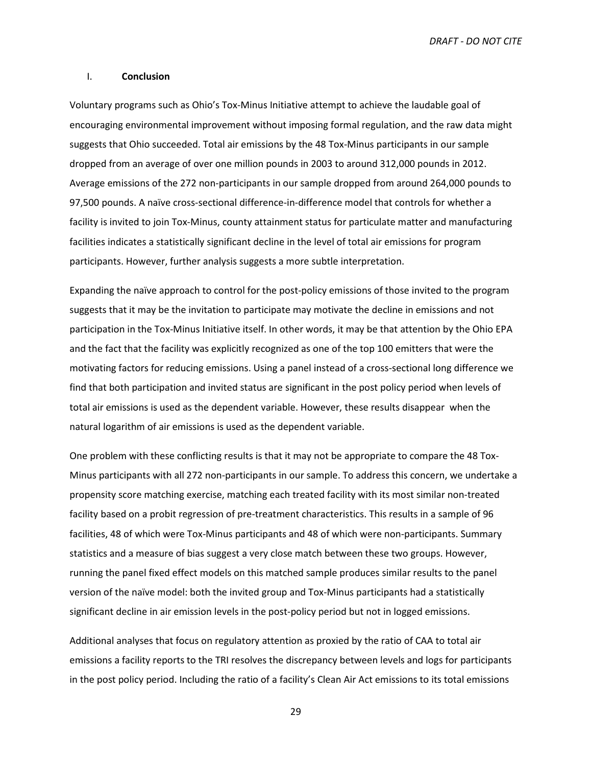## I. **Conclusion**

Voluntary programs such as Ohio's Tox-Minus Initiative attempt to achieve the laudable goal of encouraging environmental improvement without imposing formal regulation, and the raw data might suggests that Ohio succeeded. Total air emissions by the 48 Tox-Minus participants in our sample dropped from an average of over one million pounds in 2003 to around 312,000 pounds in 2012. Average emissions of the 272 non-participants in our sample dropped from around 264,000 pounds to 97,500 pounds. A naïve cross-sectional difference-in-difference model that controls for whether a facility is invited to join Tox-Minus, county attainment status for particulate matter and manufacturing facilities indicates a statistically significant decline in the level of total air emissions for program participants. However, further analysis suggests a more subtle interpretation.

Expanding the naïve approach to control for the post-policy emissions of those invited to the program suggests that it may be the invitation to participate may motivate the decline in emissions and not participation in the Tox-Minus Initiative itself. In other words, it may be that attention by the Ohio EPA and the fact that the facility was explicitly recognized as one of the top 100 emitters that were the motivating factors for reducing emissions. Using a panel instead of a cross-sectional long difference we find that both participation and invited status are significant in the post policy period when levels of total air emissions is used as the dependent variable. However, these results disappear when the natural logarithm of air emissions is used as the dependent variable.

One problem with these conflicting results is that it may not be appropriate to compare the 48 Tox-Minus participants with all 272 non-participants in our sample. To address this concern, we undertake a propensity score matching exercise, matching each treated facility with its most similar non-treated facility based on a probit regression of pre-treatment characteristics. This results in a sample of 96 facilities, 48 of which were Tox-Minus participants and 48 of which were non-participants. Summary statistics and a measure of bias suggest a very close match between these two groups. However, running the panel fixed effect models on this matched sample produces similar results to the panel version of the naïve model: both the invited group and Tox-Minus participants had a statistically significant decline in air emission levels in the post-policy period but not in logged emissions.

Additional analyses that focus on regulatory attention as proxied by the ratio of CAA to total air emissions a facility reports to the TRI resolves the discrepancy between levels and logs for participants in the post policy period. Including the ratio of a facility's Clean Air Act emissions to its total emissions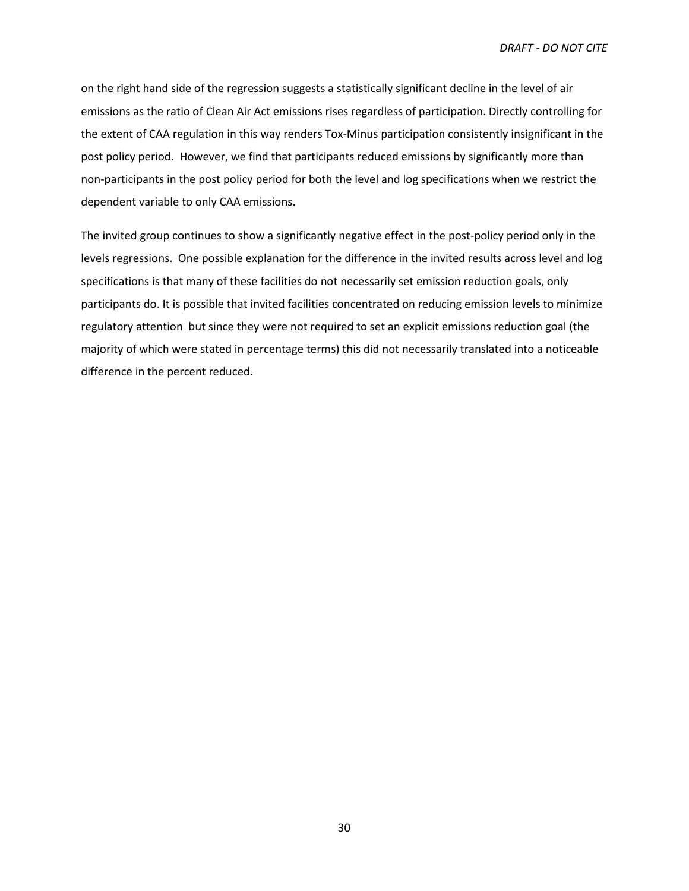on the right hand side of the regression suggests a statistically significant decline in the level of air emissions as the ratio of Clean Air Act emissions rises regardless of participation. Directly controlling for the extent of CAA regulation in this way renders Tox-Minus participation consistently insignificant in the post policy period. However, we find that participants reduced emissions by significantly more than non-participants in the post policy period for both the level and log specifications when we restrict the dependent variable to only CAA emissions.

The invited group continues to show a significantly negative effect in the post-policy period only in the levels regressions. One possible explanation for the difference in the invited results across level and log specifications is that many of these facilities do not necessarily set emission reduction goals, only participants do. It is possible that invited facilities concentrated on reducing emission levels to minimize regulatory attention but since they were not required to set an explicit emissions reduction goal (the majority of which were stated in percentage terms) this did not necessarily translated into a noticeable difference in the percent reduced.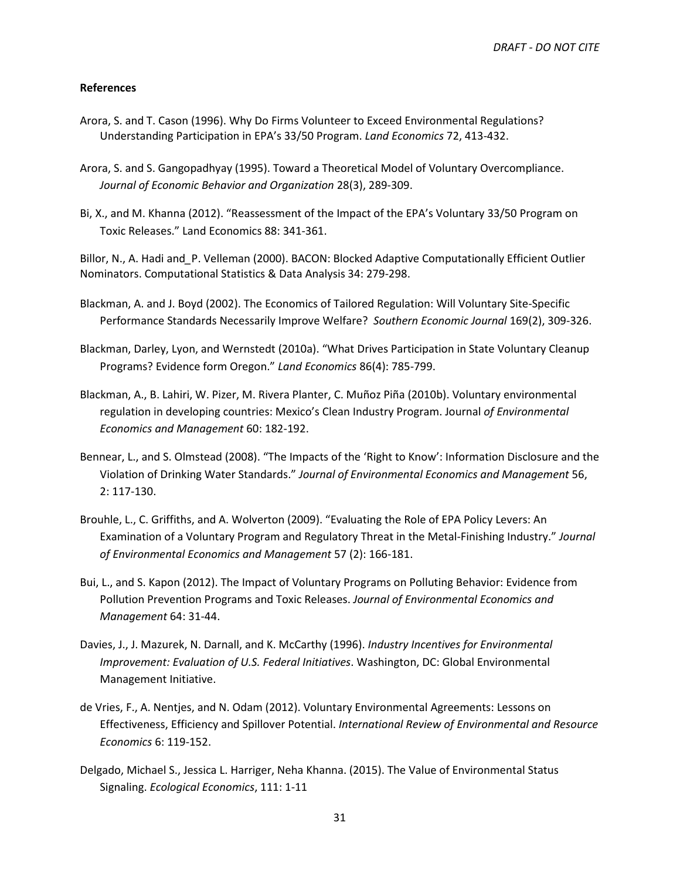**References**

Arora, S. and T. Cason (1996). Why Do Firms Volunteer to Exceed Environmental Regulations? Understanding Participation in EPA's 33/50 Program. *Land Economics* 72, 413-432.

Arora, S. and S. Gangopadhyay (1995). Toward a Theoretical Model of Voluntary Overcompliance. *Journal of Economic Behavior and Organization* 28(3), 289-309.

Bi, X., and M. Khanna (2012). "Reassessment of the Impact of the EPA's Voluntary 33/50 Program on Toxic Releases." Land Economics 88: 341-361.

Billor, N., A. Hadi and_P. Velleman (2000). BACON: Blocked Adaptive Computationally Efficient Outlier Nominators. Computational Statistics & Data Analysis 34: 279-298.

Blackman, A. and J. Boyd (2002). The Economics of Tailored Regulation: Will Voluntary Site-Specific Performance Standards Necessarily Improve Welfare? *Southern Economic Journal* 169(2), 309-326.

Blackman, Darley, Lyon, and Wernstedt (2010a). "What Drives Participation in State Voluntary Cleanup Programs? Evidence form Oregon." *Land Economics* 86(4): 785-799.

Blackman, A., B. Lahiri, W. Pizer, M. Rivera Planter, C. Muñoz Piña (2010b). Voluntary environmental regulation in developing countries: Mexico's Clean Industry Program. Journal *of Environmental Economics and Management* 60: 182-192.

Bennear, L., and S. Olmstead (2008). "The Impacts of the 'Right to Know': Information Disclosure and the Violation of Drinking Water Standards." *Journal of Environmental Economics and Management* 56, 2: 117-130.

Brouhle, L., C. Griffiths, and A. Wolverton (2009). "Evaluating the Role of EPA Policy Levers: An Examination of a Voluntary Program and Regulatory Threat in the Metal-Finishing Industry." *Journal of Environmental Economics and Management* 57 (2): 166-181.

Bui, L., and S. Kapon (2012). The Impact of Voluntary Programs on Polluting Behavior: Evidence from Pollution Prevention Programs and Toxic Releases. *Journal of Environmental Economics and Management* 64: 31-44.

Davies, J., J. Mazurek, N. Darnall, and K. McCarthy (1996). *Industry Incentives for Environmental Improvement: Evaluation of U.S. Federal Initiatives*. Washington, DC: Global Environmental Management Initiative.

de Vries, F., A. Nentjes, and N. Odam (2012). Voluntary Environmental Agreements: Lessons on Effectiveness, Efficiency and Spillover Potential. *International Review of Environmental and Resource Economics* 6: 119-152.

Delgado, Michael S., Jessica L. Harriger, Neha Khanna. (2015). The Value of Environmental Status Signaling. *Ecological Economics*, 111: 1-11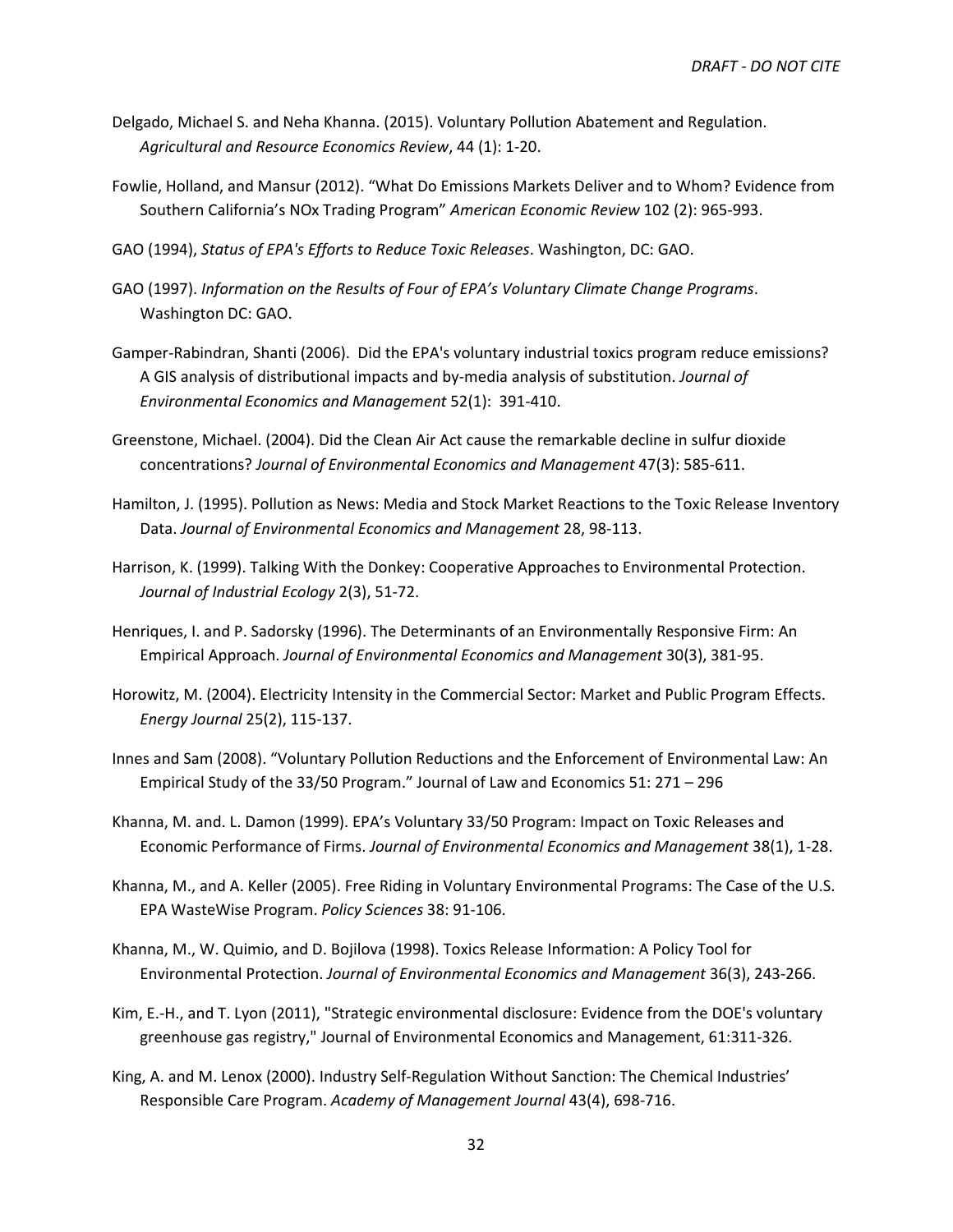Delgado, Michael S. and Neha Khanna. (2015). Voluntary Pollution Abatement and Regulation. *Agricultural and Resource Economics Review*, 44 (1): 1-20.

Fowlie, Holland, and Mansur (2012). "What Do Emissions Markets Deliver and to Whom? Evidence from Southern California's NOx Trading Program" *American Economic Review* 102 (2): 965-993.

GAO (1994), *Status of EPA's Efforts to Reduce Toxic Releases*. Washington, DC: GAO.

GAO (1997). *Information on the Results of Four of EPA's Voluntary Climate Change Programs*. Washington DC: GAO.

Gamper-Rabindran, Shanti (2006). Did the EPA's voluntary industrial toxics program reduce emissions? A GIS analysis of distributional impacts and by-media analysis of substitution. *Journal of Environmental Economics and Management* 52(1): 391-410.

Greenstone, Michael. (2004). Did the Clean Air Act cause the remarkable decline in sulfur dioxide concentrations? *Journal of Environmental Economics and Management* 47(3): 585-611.

Hamilton, J. (1995). Pollution as News: Media and Stock Market Reactions to the Toxic Release Inventory Data. *Journal of Environmental Economics and Management* 28, 98-113.

Harrison, K. (1999). Talking With the Donkey: Cooperative Approaches to Environmental Protection. *Journal of Industrial Ecology* 2(3), 51-72.

Henriques, I. and P. Sadorsky (1996). The Determinants of an Environmentally Responsive Firm: An Empirical Approach. *Journal of Environmental Economics and Management* 30(3), 381-95.

Horowitz, M. (2004). Electricity Intensity in the Commercial Sector: Market and Public Program Effects. *Energy Journal* 25(2), 115-137.

Innes and Sam (2008). "Voluntary Pollution Reductions and the Enforcement of Environmental Law: An Empirical Study of the 33/50 Program." Journal of Law and Economics 51: 271 – 296

Khanna, M. and. L. Damon (1999). EPA's Voluntary 33/50 Program: Impact on Toxic Releases and Economic Performance of Firms. *Journal of Environmental Economics and Management* 38(1), 1-28.

Khanna, M., and A. Keller (2005). Free Riding in Voluntary Environmental Programs: The Case of the U.S. EPA WasteWise Program. *Policy Sciences* 38: 91-106.

Khanna, M., W. Quimio, and D. Bojilova (1998). Toxics Release Information: A Policy Tool for Environmental Protection. *Journal of Environmental Economics and Management* 36(3), 243-266.

Kim, E.-H., and T. Lyon (2011), "Strategic environmental disclosure: Evidence from the DOE's voluntary greenhouse gas registry," Journal of Environmental Economics and Management, 61:311-326.

King, A. and M. Lenox (2000). Industry Self-Regulation Without Sanction: The Chemical Industries' Responsible Care Program. *Academy of Management Journal* 43(4), 698-716.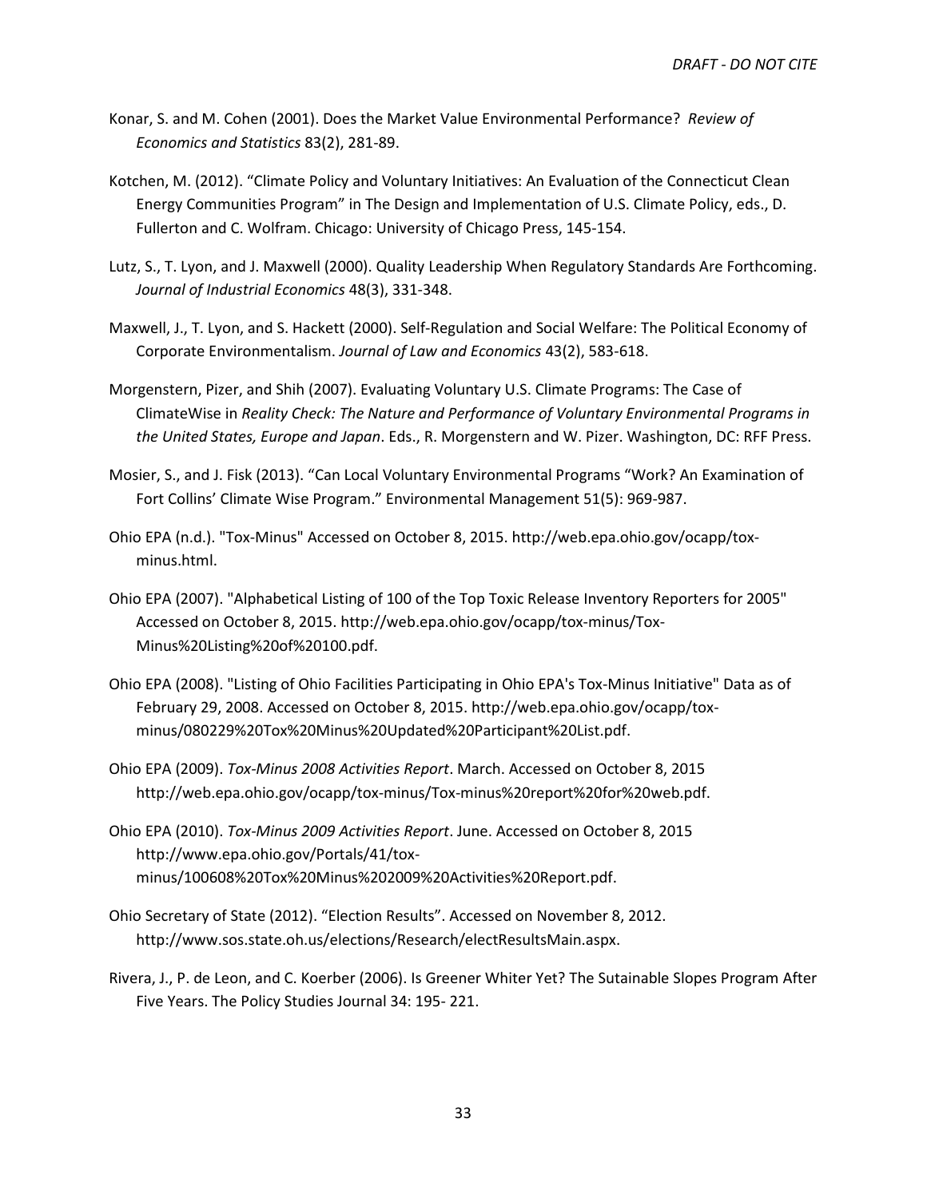Konar, S. and M. Cohen (2001). Does the Market Value Environmental Performance? *Review of Economics and Statistics* 83(2), 281-89.

Kotchen, M. (2012). “Climate Policy and Voluntary Initiatives: An Evaluation of the Connecticut Clean Energy Communities Program” in The Design and Implementation of U.S. Climate Policy, eds., D. Fullerton and C. Wolfram. Chicago: University of Chicago Press, 145-154.

Lutz, S., T. Lyon, and J. Maxwell (2000). Quality Leadership When Regulatory Standards Are Forthcoming. *Journal of Industrial Economics* 48(3), 331-348.

Maxwell, J., T. Lyon, and S. Hackett (2000). Self-Regulation and Social Welfare: The Political Economy of Corporate Environmentalism. *Journal of Law and Economics* 43(2), 583-618.

Morgenstern, Pizer, and Shih (2007). Evaluating Voluntary U.S. Climate Programs: The Case of ClimateWise in *Reality Check: The Nature and Performance of Voluntary Environmental Programs in the United States, Europe and Japan*. Eds., R. Morgenstern and W. Pizer. Washington, DC: RFF Press.

Mosier, S., and J. Fisk (2013). “Can Local Voluntary Environmental Programs “Work? An Examination of Fort Collins’ Climate Wise Program.” Environmental Management 51(5): 969-987.

Ohio EPA (n.d.). "Tox-Minus" Accessed on October 8, 2015. http://web.epa.ohio.gov/ocapp/tox-minus.html.

Ohio EPA (2007). "Alphabetical Listing of 100 of the Top Toxic Release Inventory Reporters for 2005" Accessed on October 8, 2015. http://web.epa.ohio.gov/ocapp/tox-minus/Tox-Minus%20Listing%20of%20100.pdf.

Ohio EPA (2008). "Listing of Ohio Facilities Participating in Ohio EPA's Tox-Minus Initiative" Data as of February 29, 2008. Accessed on October 8, 2015. http://web.epa.ohio.gov/ocapp/tox-minus/080229%20Tox%20Minus%20Updated%20Participant%20List.pdf.

Ohio EPA (2009). *Tox-Minus 2008 Activities Report*. March. Accessed on October 8, 2015 http://web.epa.ohio.gov/ocapp/tox-minus/Tox-minus%20report%20for%20web.pdf.

Ohio EPA (2010). *Tox-Minus 2009 Activities Report*. June. Accessed on October 8, 2015 http://www.epa.ohio.gov/Portals/41/tox-minus/100608%20Tox%20Minus%202009%20Activities%20Report.pdf.

Ohio Secretary of State (2012). “Election Results”. Accessed on November 8, 2012. http://www.sos.state.oh.us/elections/Research/electResultsMain.aspx.

Rivera, J., P. de Leon, and C. Koerber (2006). Is Greener Whiter Yet? The Sutainable Slopes Program After Five Years. The Policy Studies Journal 34: 195- 221.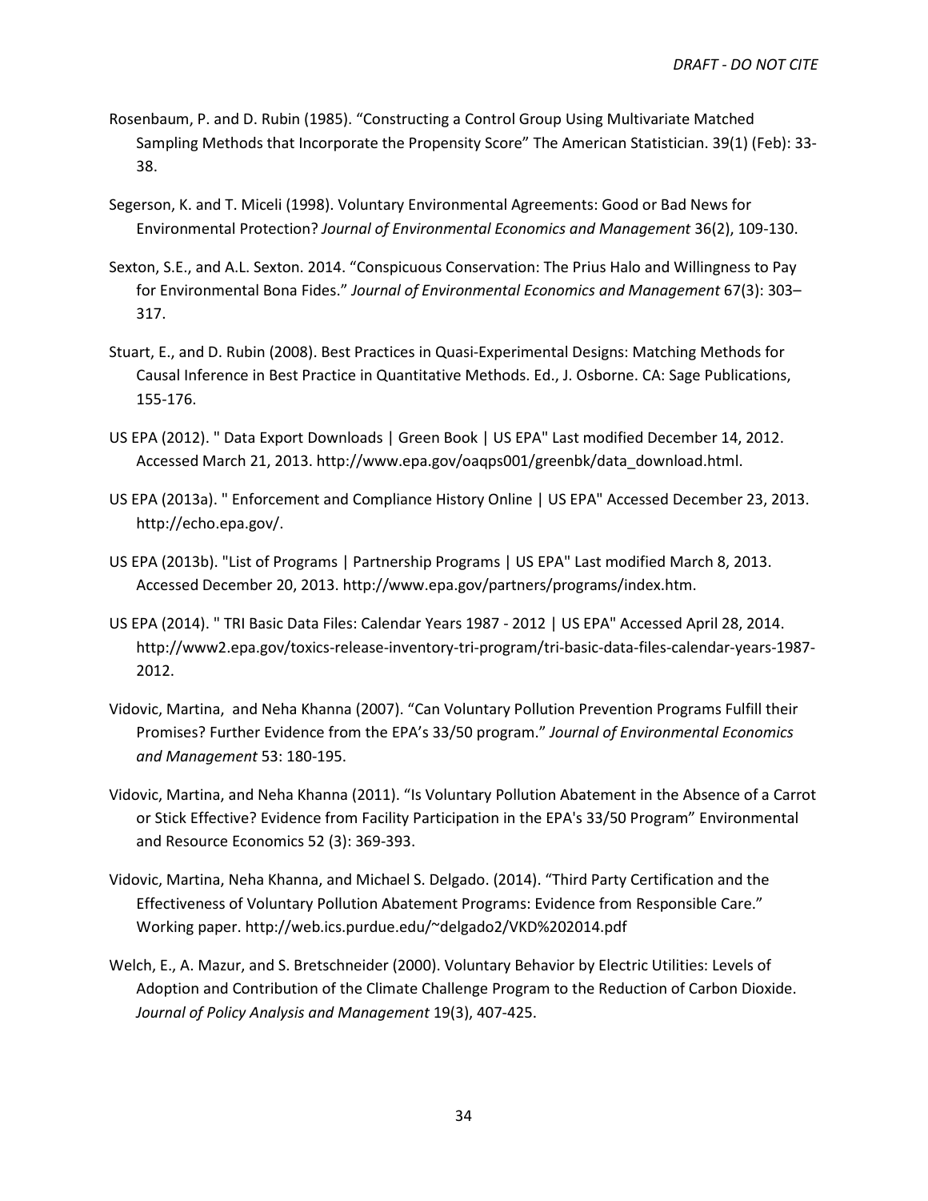Rosenbaum, P. and D. Rubin (1985). "Constructing a Control Group Using Multivariate Matched Sampling Methods that Incorporate the Propensity Score" The American Statistician. 39(1) (Feb): 33-38.

Segerson, K. and T. Miceli (1998). Voluntary Environmental Agreements: Good or Bad News for Environmental Protection? *Journal of Environmental Economics and Management* 36(2), 109-130.

Sexton, S.E., and A.L. Sexton. 2014. "Conspicuous Conservation: The Prius Halo and Willingness to Pay for Environmental Bona Fides." *Journal of Environmental Economics and Management* 67(3): 303–317.

Stuart, E., and D. Rubin (2008). Best Practices in Quasi-Experimental Designs: Matching Methods for Causal Inference in Best Practice in Quantitative Methods. Ed., J. Osborne. CA: Sage Publications, 155-176.

US EPA (2012). " Data Export Downloads | Green Book | US EPA" Last modified December 14, 2012. Accessed March 21, 2013. http://www.epa.gov/oaqps001/greenbk/data_download.html.

US EPA (2013a). " Enforcement and Compliance History Online | US EPA" Accessed December 23, 2013. http://echo.epa.gov/.

US EPA (2013b). "List of Programs | Partnership Programs | US EPA" Last modified March 8, 2013. Accessed December 20, 2013. http://www.epa.gov/partners/programs/index.htm.

US EPA (2014). " TRI Basic Data Files: Calendar Years 1987 - 2012 | US EPA" Accessed April 28, 2014. http://www2.epa.gov/toxics-release-inventory-tri-program/tri-basic-data-files-calendar-years-1987-2012.

Vidovic, Martina, and Neha Khanna (2007). "Can Voluntary Pollution Prevention Programs Fulfill their Promises? Further Evidence from the EPA's 33/50 program." *Journal of Environmental Economics and Management* 53: 180-195.

Vidovic, Martina, and Neha Khanna (2011). "Is Voluntary Pollution Abatement in the Absence of a Carrot or Stick Effective? Evidence from Facility Participation in the EPA's 33/50 Program" Environmental and Resource Economics 52 (3): 369-393.

Vidovic, Martina, Neha Khanna, and Michael S. Delgado. (2014). "Third Party Certification and the Effectiveness of Voluntary Pollution Abatement Programs: Evidence from Responsible Care." Working paper. http://web.ics.purdue.edu/~delgado2/VKD%202014.pdf

Welch, E., A. Mazur, and S. Bretschneider (2000). Voluntary Behavior by Electric Utilities: Levels of Adoption and Contribution of the Climate Challenge Program to the Reduction of Carbon Dioxide. *Journal of Policy Analysis and Management* 19(3), 407-425.